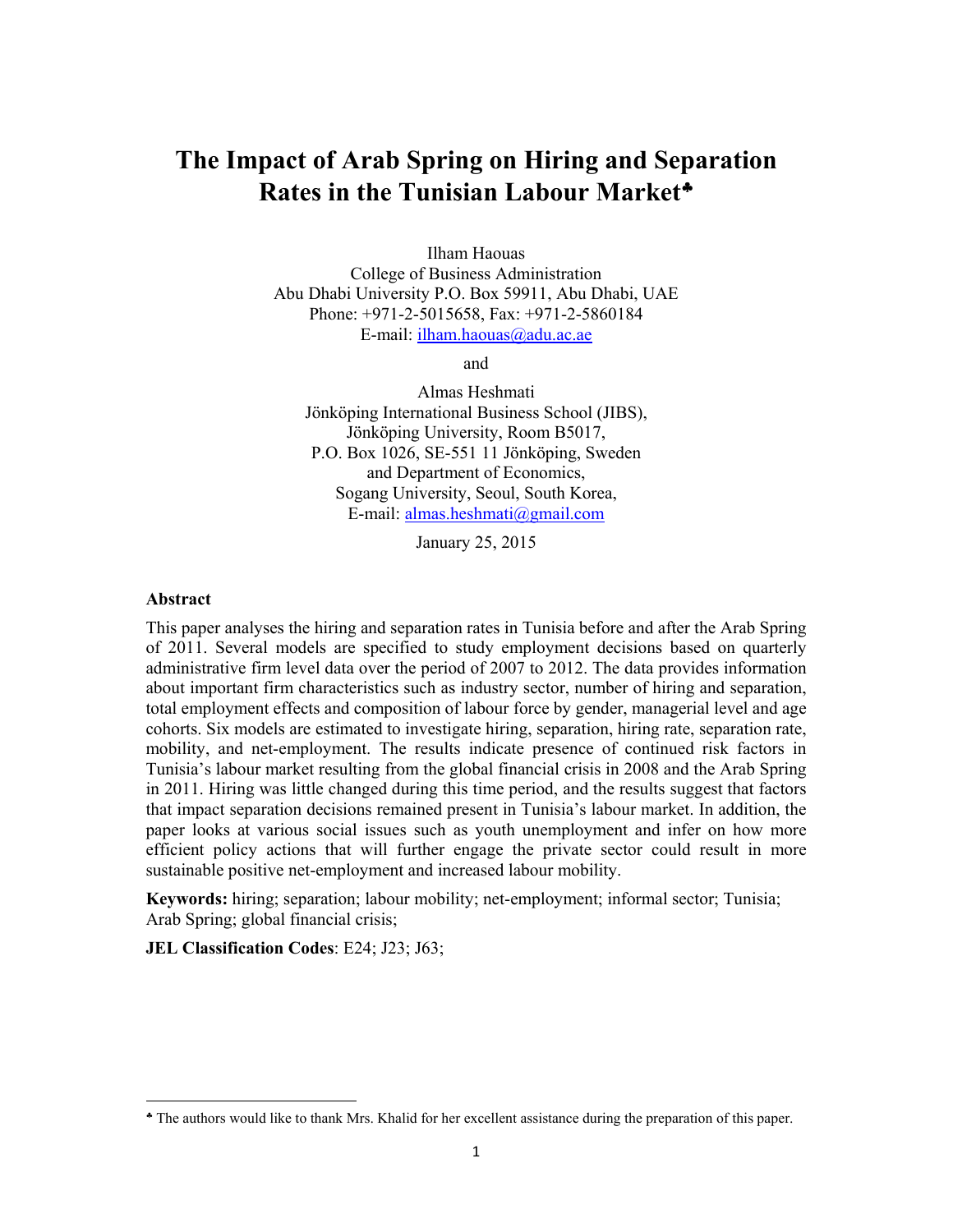# The Impact of Arab Spring on Hiring and Separation Rates in the Tunisian Labour Market[♣]

Ilham Haouas  
College of Business Administration  
Abu Dhabi University P.O. Box 59911, Abu Dhabi, UAE  
Phone: +971-2-5015658, Fax: +971-2-5860184  
E-mail: ilham.haouas@adu.ac.ae

and

Almas Heshmati  
Jönköping International Business School (JIBS),  
Jönköping University, Room B5017,  
P.O. Box 1026, SE-551 11 Jönköping, Sweden  
and Department of Economics,  
Sogang University, Seoul, South Korea,  
E-mail: almas.heshmati@gmail.com

January 25, 2015

**Abstract**

This paper analyses the hiring and separation rates in Tunisia before and after the Arab Spring of 2011. Several models are specified to study employment decisions based on quarterly administrative firm level data over the period of 2007 to 2012. The data provides information about important firm characteristics such as industry sector, number of hiring and separation, total employment effects and composition of labour force by gender, managerial level and age cohorts. Six models are estimated to investigate hiring, separation, hiring rate, separation rate, mobility, and net-employment. The results indicate presence of continued risk factors in Tunisia's labour market resulting from the global financial crisis in 2008 and the Arab Spring in 2011. Hiring was little changed during this time period, and the results suggest that factors that impact separation decisions remained present in Tunisia's labour market. In addition, the paper looks at various social issues such as youth unemployment and infer on how more efficient policy actions that will further engage the private sector could result in more sustainable positive net-employment and increased labour mobility.

**Keywords:** hiring; separation; labour mobility; net-employment; informal sector; Tunisia; Arab Spring; global financial crisis;

**JEL Classification Codes**: E24; J23; J63;

[♣] The authors would like to thank Mrs. Khalid for her excellent assistance during the preparation of this paper.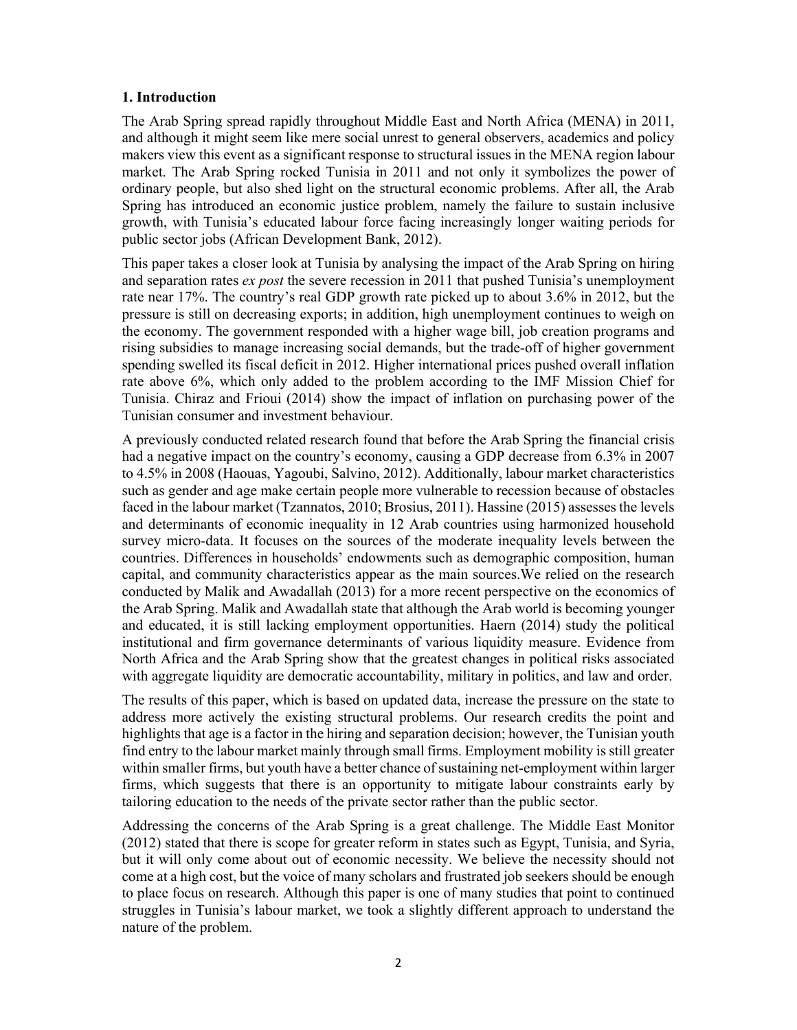## 1. Introduction

The Arab Spring spread rapidly throughout Middle East and North Africa (MENA) in 2011, and although it might seem like mere social unrest to general observers, academics and policy makers view this event as a significant response to structural issues in the MENA region labour market. The Arab Spring rocked Tunisia in 2011 and not only it symbolizes the power of ordinary people, but also shed light on the structural economic problems. After all, the Arab Spring has introduced an economic justice problem, namely the failure to sustain inclusive growth, with Tunisia's educated labour force facing increasingly longer waiting periods for public sector jobs (African Development Bank, 2012).

This paper takes a closer look at Tunisia by analysing the impact of the Arab Spring on hiring and separation rates *ex post* the severe recession in 2011 that pushed Tunisia's unemployment rate near 17%. The country's real GDP growth rate picked up to about 3.6% in 2012, but the pressure is still on decreasing exports; in addition, high unemployment continues to weigh on the economy. The government responded with a higher wage bill, job creation programs and rising subsidies to manage increasing social demands, but the trade-off of higher government spending swelled its fiscal deficit in 2012. Higher international prices pushed overall inflation rate above 6%, which only added to the problem according to the IMF Mission Chief for Tunisia. Chiraz and Frioui (2014) show the impact of inflation on purchasing power of the Tunisian consumer and investment behaviour.

A previously conducted related research found that before the Arab Spring the financial crisis had a negative impact on the country's economy, causing a GDP decrease from 6.3% in 2007 to 4.5% in 2008 (Haouas, Yagoubi, Salvino, 2012). Additionally, labour market characteristics such as gender and age make certain people more vulnerable to recession because of obstacles faced in the labour market (Tzannatos, 2010; Brosius, 2011). Hassine (2015) assesses the levels and determinants of economic inequality in 12 Arab countries using harmonized household survey micro-data. It focuses on the sources of the moderate inequality levels between the countries. Differences in households' endowments such as demographic composition, human capital, and community characteristics appear as the main sources.We relied on the research conducted by Malik and Awadallah (2013) for a more recent perspective on the economics of the Arab Spring. Malik and Awadallah state that although the Arab world is becoming younger and educated, it is still lacking employment opportunities. Haern (2014) study the political institutional and firm governance determinants of various liquidity measure. Evidence from North Africa and the Arab Spring show that the greatest changes in political risks associated with aggregate liquidity are democratic accountability, military in politics, and law and order.

The results of this paper, which is based on updated data, increase the pressure on the state to address more actively the existing structural problems. Our research credits the point and highlights that age is a factor in the hiring and separation decision; however, the Tunisian youth find entry to the labour market mainly through small firms. Employment mobility is still greater within smaller firms, but youth have a better chance of sustaining net-employment within larger firms, which suggests that there is an opportunity to mitigate labour constraints early by tailoring education to the needs of the private sector rather than the public sector.

Addressing the concerns of the Arab Spring is a great challenge. The Middle East Monitor (2012) stated that there is scope for greater reform in states such as Egypt, Tunisia, and Syria, but it will only come about out of economic necessity. We believe the necessity should not come at a high cost, but the voice of many scholars and frustrated job seekers should be enough to place focus on research. Although this paper is one of many studies that point to continued struggles in Tunisia's labour market, we took a slightly different approach to understand the nature of the problem.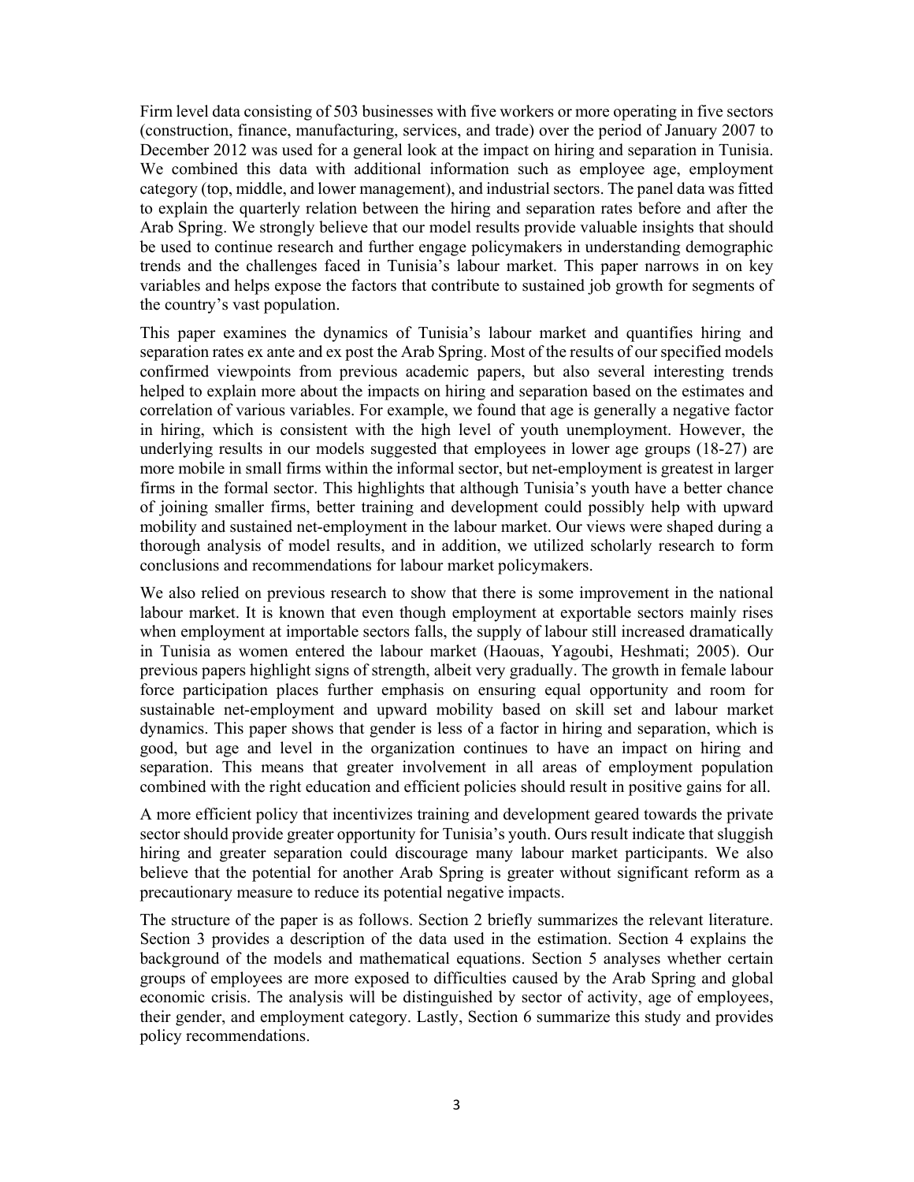Firm level data consisting of 503 businesses with five workers or more operating in five sectors (construction, finance, manufacturing, services, and trade) over the period of January 2007 to December 2012 was used for a general look at the impact on hiring and separation in Tunisia. We combined this data with additional information such as employee age, employment category (top, middle, and lower management), and industrial sectors. The panel data was fitted to explain the quarterly relation between the hiring and separation rates before and after the Arab Spring. We strongly believe that our model results provide valuable insights that should be used to continue research and further engage policymakers in understanding demographic trends and the challenges faced in Tunisia's labour market. This paper narrows in on key variables and helps expose the factors that contribute to sustained job growth for segments of the country's vast population.

This paper examines the dynamics of Tunisia's labour market and quantifies hiring and separation rates ex ante and ex post the Arab Spring. Most of the results of our specified models confirmed viewpoints from previous academic papers, but also several interesting trends helped to explain more about the impacts on hiring and separation based on the estimates and correlation of various variables. For example, we found that age is generally a negative factor in hiring, which is consistent with the high level of youth unemployment. However, the underlying results in our models suggested that employees in lower age groups (18-27) are more mobile in small firms within the informal sector, but net-employment is greatest in larger firms in the formal sector. This highlights that although Tunisia's youth have a better chance of joining smaller firms, better training and development could possibly help with upward mobility and sustained net-employment in the labour market. Our views were shaped during a thorough analysis of model results, and in addition, we utilized scholarly research to form conclusions and recommendations for labour market policymakers.

We also relied on previous research to show that there is some improvement in the national labour market. It is known that even though employment at exportable sectors mainly rises when employment at importable sectors falls, the supply of labour still increased dramatically in Tunisia as women entered the labour market (Haouas, Yagoubi, Heshmati; 2005). Our previous papers highlight signs of strength, albeit very gradually. The growth in female labour force participation places further emphasis on ensuring equal opportunity and room for sustainable net-employment and upward mobility based on skill set and labour market dynamics. This paper shows that gender is less of a factor in hiring and separation, which is good, but age and level in the organization continues to have an impact on hiring and separation. This means that greater involvement in all areas of employment population combined with the right education and efficient policies should result in positive gains for all.

A more efficient policy that incentivizes training and development geared towards the private sector should provide greater opportunity for Tunisia's youth. Ours result indicate that sluggish hiring and greater separation could discourage many labour market participants. We also believe that the potential for another Arab Spring is greater without significant reform as a precautionary measure to reduce its potential negative impacts.

The structure of the paper is as follows. Section 2 briefly summarizes the relevant literature. Section 3 provides a description of the data used in the estimation. Section 4 explains the background of the models and mathematical equations. Section 5 analyses whether certain groups of employees are more exposed to difficulties caused by the Arab Spring and global economic crisis. The analysis will be distinguished by sector of activity, age of employees, their gender, and employment category. Lastly, Section 6 summarize this study and provides policy recommendations.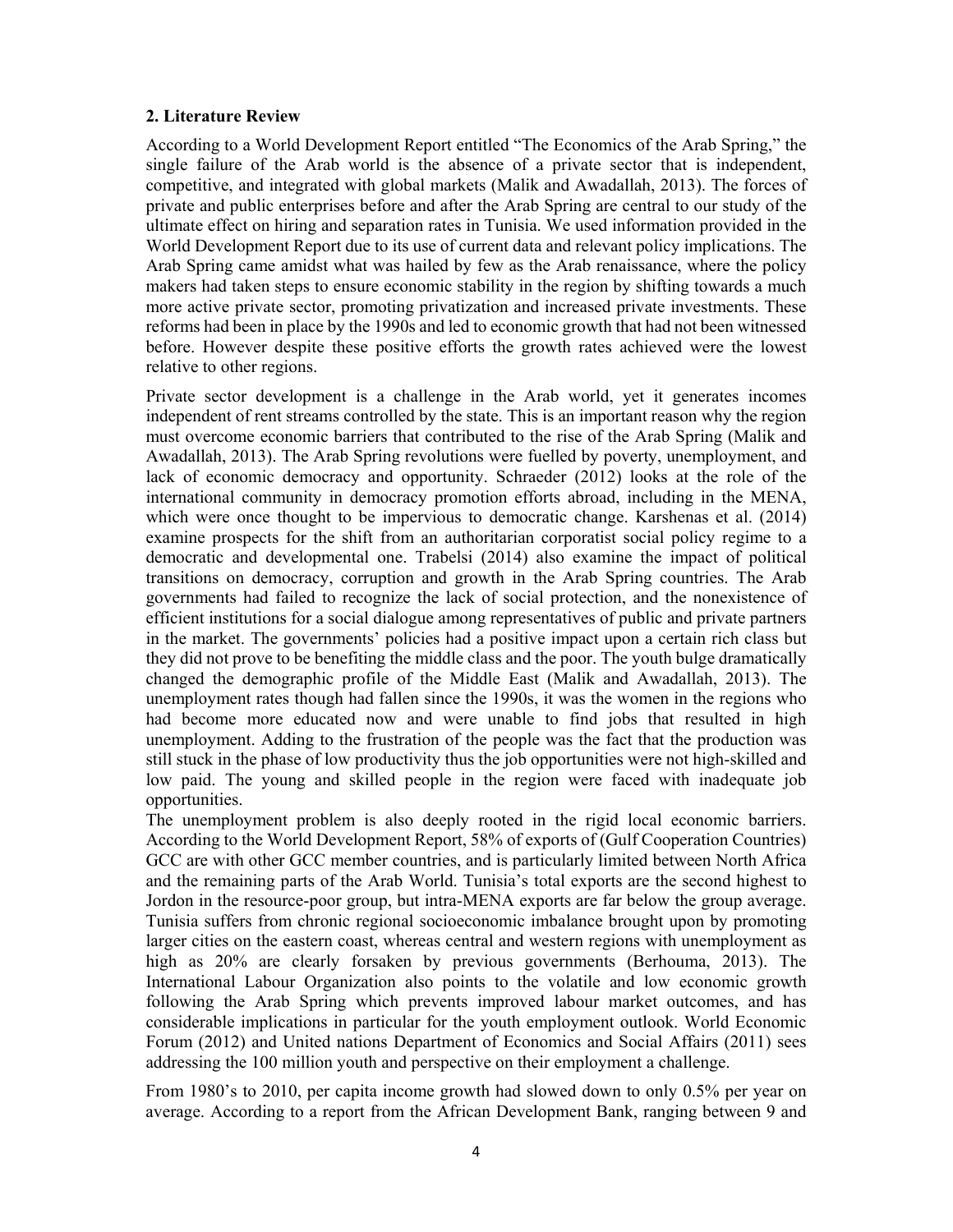## 2. Literature Review

According to a World Development Report entitled "The Economics of the Arab Spring," the single failure of the Arab world is the absence of a private sector that is independent, competitive, and integrated with global markets (Malik and Awadallah, 2013). The forces of private and public enterprises before and after the Arab Spring are central to our study of the ultimate effect on hiring and separation rates in Tunisia. We used information provided in the World Development Report due to its use of current data and relevant policy implications. The Arab Spring came amidst what was hailed by few as the Arab renaissance, where the policy makers had taken steps to ensure economic stability in the region by shifting towards a much more active private sector, promoting privatization and increased private investments. These reforms had been in place by the 1990s and led to economic growth that had not been witnessed before. However despite these positive efforts the growth rates achieved were the lowest relative to other regions.

Private sector development is a challenge in the Arab world, yet it generates incomes independent of rent streams controlled by the state. This is an important reason why the region must overcome economic barriers that contributed to the rise of the Arab Spring (Malik and Awadallah, 2013). The Arab Spring revolutions were fuelled by poverty, unemployment, and lack of economic democracy and opportunity. Schraeder (2012) looks at the role of the international community in democracy promotion efforts abroad, including in the MENA, which were once thought to be impervious to democratic change. Karshenas et al. (2014) examine prospects for the shift from an authoritarian corporatist social policy regime to a democratic and developmental one. Trabelsi (2014) also examine the impact of political transitions on democracy, corruption and growth in the Arab Spring countries. The Arab governments had failed to recognize the lack of social protection, and the nonexistence of efficient institutions for a social dialogue among representatives of public and private partners in the market. The governments' policies had a positive impact upon a certain rich class but they did not prove to be benefiting the middle class and the poor. The youth bulge dramatically changed the demographic profile of the Middle East (Malik and Awadallah, 2013). The unemployment rates though had fallen since the 1990s, it was the women in the regions who had become more educated now and were unable to find jobs that resulted in high unemployment. Adding to the frustration of the people was the fact that the production was still stuck in the phase of low productivity thus the job opportunities were not high-skilled and low paid. The young and skilled people in the region were faced with inadequate job opportunities.

The unemployment problem is also deeply rooted in the rigid local economic barriers. According to the World Development Report, 58% of exports of (Gulf Cooperation Countries) GCC are with other GCC member countries, and is particularly limited between North Africa and the remaining parts of the Arab World. Tunisia's total exports are the second highest to Jordon in the resource-poor group, but intra-MENA exports are far below the group average. Tunisia suffers from chronic regional socioeconomic imbalance brought upon by promoting larger cities on the eastern coast, whereas central and western regions with unemployment as high as 20% are clearly forsaken by previous governments (Berhouma, 2013). The International Labour Organization also points to the volatile and low economic growth following the Arab Spring which prevents improved labour market outcomes, and has considerable implications in particular for the youth employment outlook. World Economic Forum (2012) and United nations Department of Economics and Social Affairs (2011) sees addressing the 100 million youth and perspective on their employment a challenge.

From 1980's to 2010, per capita income growth had slowed down to only 0.5% per year on average. According to a report from the African Development Bank, ranging between 9 and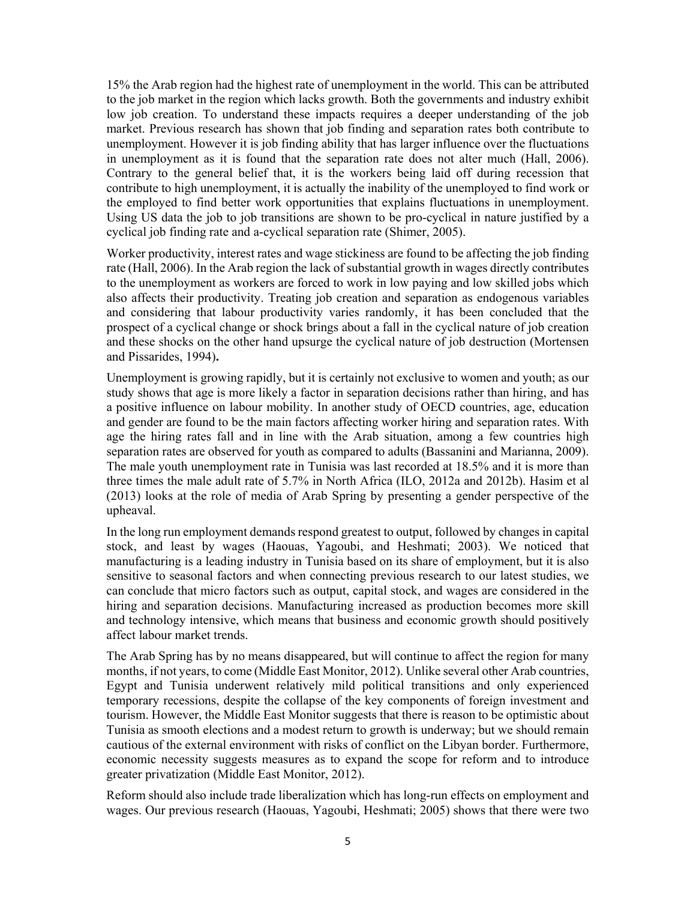15% the Arab region had the highest rate of unemployment in the world. This can be attributed to the job market in the region which lacks growth. Both the governments and industry exhibit low job creation. To understand these impacts requires a deeper understanding of the job market. Previous research has shown that job finding and separation rates both contribute to unemployment. However it is job finding ability that has larger influence over the fluctuations in unemployment as it is found that the separation rate does not alter much (Hall, 2006). Contrary to the general belief that, it is the workers being laid off during recession that contribute to high unemployment, it is actually the inability of the unemployed to find work or the employed to find better work opportunities that explains fluctuations in unemployment. Using US data the job to job transitions are shown to be pro-cyclical in nature justified by a cyclical job finding rate and a-cyclical separation rate (Shimer, 2005).

Worker productivity, interest rates and wage stickiness are found to be affecting the job finding rate (Hall, 2006). In the Arab region the lack of substantial growth in wages directly contributes to the unemployment as workers are forced to work in low paying and low skilled jobs which also affects their productivity. Treating job creation and separation as endogenous variables and considering that labour productivity varies randomly, it has been concluded that the prospect of a cyclical change or shock brings about a fall in the cyclical nature of job creation and these shocks on the other hand upsurge the cyclical nature of job destruction (Mortensen and Pissarides, 1994)**.**

Unemployment is growing rapidly, but it is certainly not exclusive to women and youth; as our study shows that age is more likely a factor in separation decisions rather than hiring, and has a positive influence on labour mobility. In another study of OECD countries, age, education and gender are found to be the main factors affecting worker hiring and separation rates. With age the hiring rates fall and in line with the Arab situation, among a few countries high separation rates are observed for youth as compared to adults (Bassanini and Marianna, 2009). The male youth unemployment rate in Tunisia was last recorded at 18.5% and it is more than three times the male adult rate of 5.7% in North Africa (ILO, 2012a and 2012b). Hasim et al (2013) looks at the role of media of Arab Spring by presenting a gender perspective of the upheaval.

In the long run employment demands respond greatest to output, followed by changes in capital stock, and least by wages (Haouas, Yagoubi, and Heshmati; 2003). We noticed that manufacturing is a leading industry in Tunisia based on its share of employment, but it is also sensitive to seasonal factors and when connecting previous research to our latest studies, we can conclude that micro factors such as output, capital stock, and wages are considered in the hiring and separation decisions. Manufacturing increased as production becomes more skill and technology intensive, which means that business and economic growth should positively affect labour market trends.

The Arab Spring has by no means disappeared, but will continue to affect the region for many months, if not years, to come (Middle East Monitor, 2012). Unlike several other Arab countries, Egypt and Tunisia underwent relatively mild political transitions and only experienced temporary recessions, despite the collapse of the key components of foreign investment and tourism. However, the Middle East Monitor suggests that there is reason to be optimistic about Tunisia as smooth elections and a modest return to growth is underway; but we should remain cautious of the external environment with risks of conflict on the Libyan border. Furthermore, economic necessity suggests measures as to expand the scope for reform and to introduce greater privatization (Middle East Monitor, 2012).

Reform should also include trade liberalization which has long-run effects on employment and wages. Our previous research (Haouas, Yagoubi, Heshmati; 2005) shows that there were two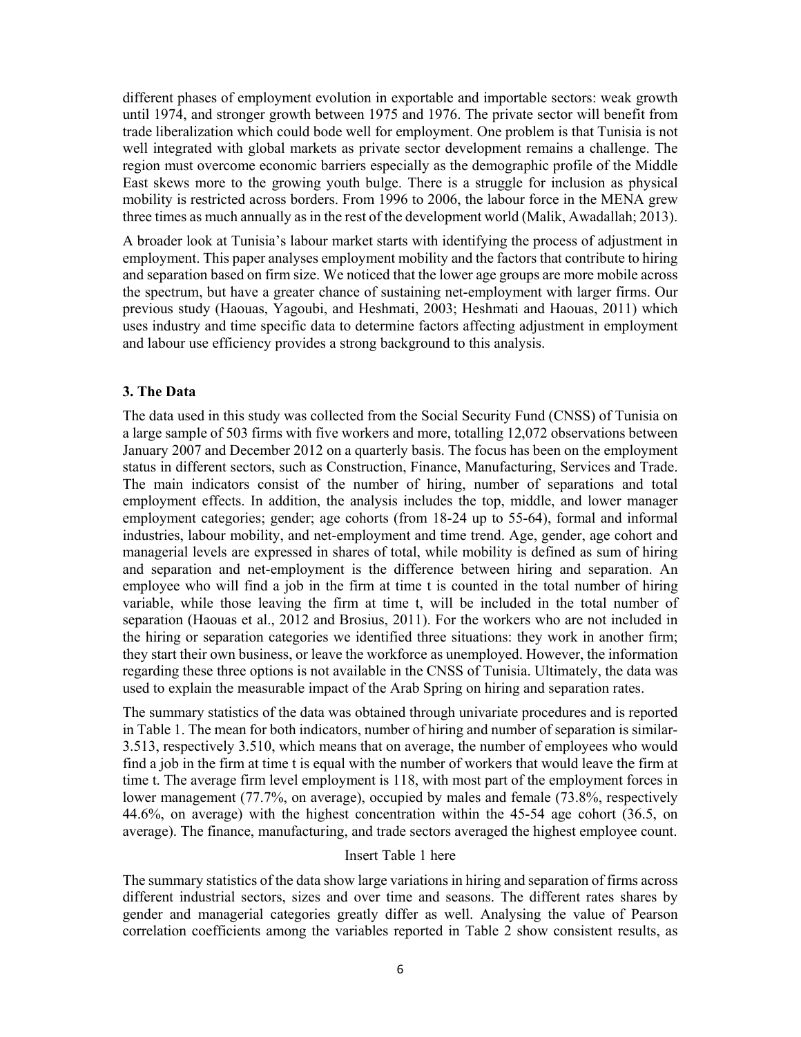different phases of employment evolution in exportable and importable sectors: weak growth until 1974, and stronger growth between 1975 and 1976. The private sector will benefit from trade liberalization which could bode well for employment. One problem is that Tunisia is not well integrated with global markets as private sector development remains a challenge. The region must overcome economic barriers especially as the demographic profile of the Middle East skews more to the growing youth bulge. There is a struggle for inclusion as physical mobility is restricted across borders. From 1996 to 2006, the labour force in the MENA grew three times as much annually as in the rest of the development world (Malik, Awadallah; 2013).

A broader look at Tunisia's labour market starts with identifying the process of adjustment in employment. This paper analyses employment mobility and the factors that contribute to hiring and separation based on firm size. We noticed that the lower age groups are more mobile across the spectrum, but have a greater chance of sustaining net-employment with larger firms. Our previous study (Haouas, Yagoubi, and Heshmati, 2003; Heshmati and Haouas, 2011) which uses industry and time specific data to determine factors affecting adjustment in employment and labour use efficiency provides a strong background to this analysis.

### 3. The Data

The data used in this study was collected from the Social Security Fund (CNSS) of Tunisia on a large sample of 503 firms with five workers and more, totalling 12,072 observations between January 2007 and December 2012 on a quarterly basis. The focus has been on the employment status in different sectors, such as Construction, Finance, Manufacturing, Services and Trade. The main indicators consist of the number of hiring, number of separations and total employment effects. In addition, the analysis includes the top, middle, and lower manager employment categories; gender; age cohorts (from 18-24 up to 55-64), formal and informal industries, labour mobility, and net-employment and time trend. Age, gender, age cohort and managerial levels are expressed in shares of total, while mobility is defined as sum of hiring and separation and net-employment is the difference between hiring and separation. An employee who will find a job in the firm at time t is counted in the total number of hiring variable, while those leaving the firm at time t, will be included in the total number of separation (Haouas et al., 2012 and Brosius, 2011). For the workers who are not included in the hiring or separation categories we identified three situations: they work in another firm; they start their own business, or leave the workforce as unemployed. However, the information regarding these three options is not available in the CNSS of Tunisia. Ultimately, the data was used to explain the measurable impact of the Arab Spring on hiring and separation rates.

The summary statistics of the data was obtained through univariate procedures and is reported in Table 1. The mean for both indicators, number of hiring and number of separation is similar-3.513, respectively 3.510, which means that on average, the number of employees who would find a job in the firm at time t is equal with the number of workers that would leave the firm at time t. The average firm level employment is 118, with most part of the employment forces in lower management (77.7%, on average), occupied by males and female (73.8%, respectively 44.6%, on average) with the highest concentration within the 45-54 age cohort (36.5, on average). The finance, manufacturing, and trade sectors averaged the highest employee count.

Insert Table 1 here

The summary statistics of the data show large variations in hiring and separation of firms across different industrial sectors, sizes and over time and seasons. The different rates shares by gender and managerial categories greatly differ as well. Analysing the value of Pearson correlation coefficients among the variables reported in Table 2 show consistent results, as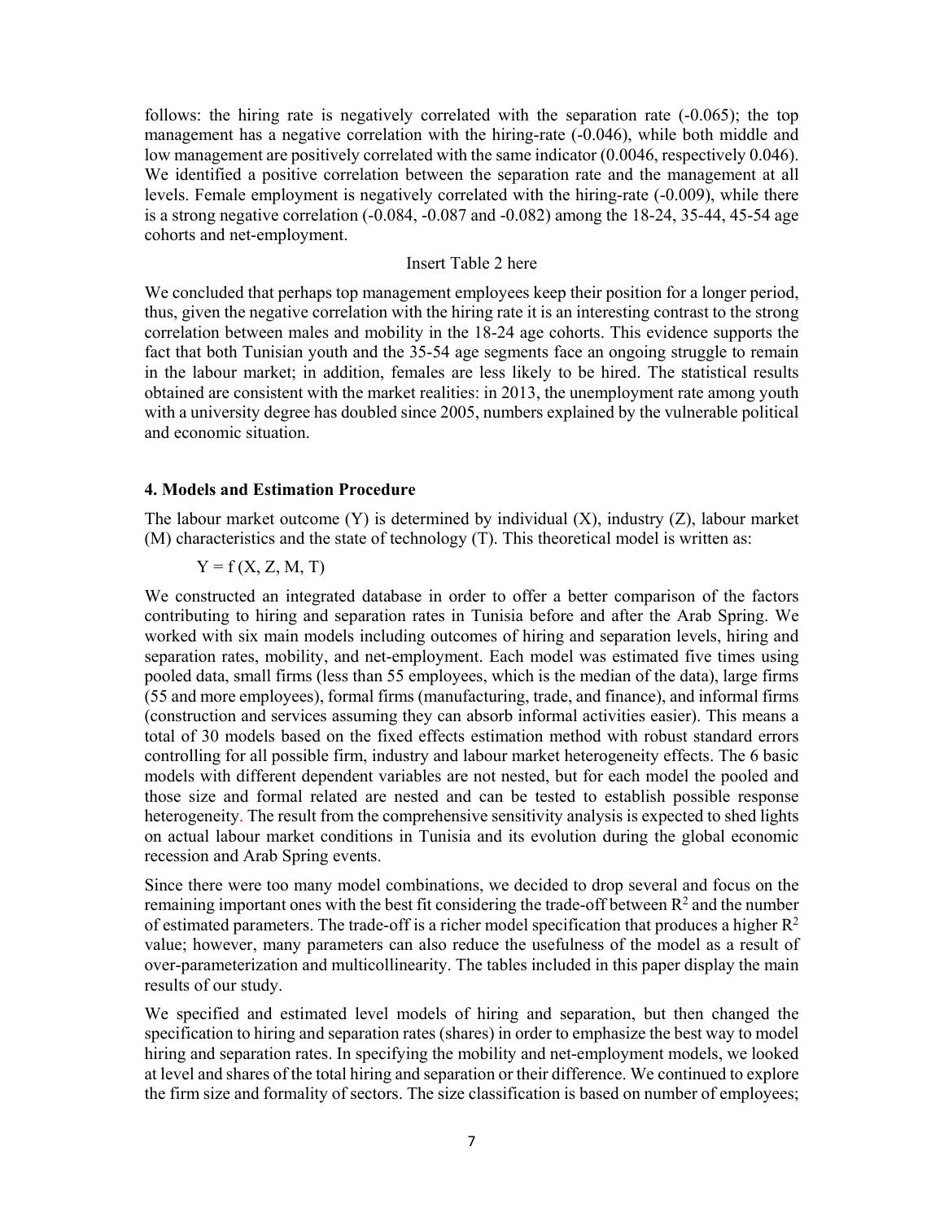follows: the hiring rate is negatively correlated with the separation rate (-0.065); the top management has a negative correlation with the hiring-rate (-0.046), while both middle and low management are positively correlated with the same indicator (0.0046, respectively 0.046). We identified a positive correlation between the separation rate and the management at all levels. Female employment is negatively correlated with the hiring-rate (-0.009), while there is a strong negative correlation (-0.084, -0.087 and -0.082) among the 18-24, 35-44, 45-54 age cohorts and net-employment.

Insert Table 2 here

We concluded that perhaps top management employees keep their position for a longer period, thus, given the negative correlation with the hiring rate it is an interesting contrast to the strong correlation between males and mobility in the 18-24 age cohorts. This evidence supports the fact that both Tunisian youth and the 35-54 age segments face an ongoing struggle to remain in the labour market; in addition, females are less likely to be hired. The statistical results obtained are consistent with the market realities: in 2013, the unemployment rate among youth with a university degree has doubled since 2005, numbers explained by the vulnerable political and economic situation.

### 4. Models and Estimation Procedure

The labour market outcome (Y) is determined by individual (X), industry (Z), labour market (M) characteristics and the state of technology (T). This theoretical model is written as:

$$Y = f(X, Z, M, T)$$

We constructed an integrated database in order to offer a better comparison of the factors contributing to hiring and separation rates in Tunisia before and after the Arab Spring. We worked with six main models including outcomes of hiring and separation levels, hiring and separation rates, mobility, and net-employment. Each model was estimated five times using pooled data, small firms (less than 55 employees, which is the median of the data), large firms (55 and more employees), formal firms (manufacturing, trade, and finance), and informal firms (construction and services assuming they can absorb informal activities easier). This means a total of 30 models based on the fixed effects estimation method with robust standard errors controlling for all possible firm, industry and labour market heterogeneity effects. The 6 basic models with different dependent variables are not nested, but for each model the pooled and those size and formal related are nested and can be tested to establish possible response heterogeneity. The result from the comprehensive sensitivity analysis is expected to shed lights on actual labour market conditions in Tunisia and its evolution during the global economic recession and Arab Spring events.

Since there were too many model combinations, we decided to drop several and focus on the remaining important ones with the best fit considering the trade-off between $R^2$ and the number of estimated parameters. The trade-off is a richer model specification that produces a higher $R^2$ value; however, many parameters can also reduce the usefulness of the model as a result of over-parameterization and multicollinearity. The tables included in this paper display the main results of our study.

We specified and estimated level models of hiring and separation, but then changed the specification to hiring and separation rates (shares) in order to emphasize the best way to model hiring and separation rates. In specifying the mobility and net-employment models, we looked at level and shares of the total hiring and separation or their difference. We continued to explore the firm size and formality of sectors. The size classification is based on number of employees;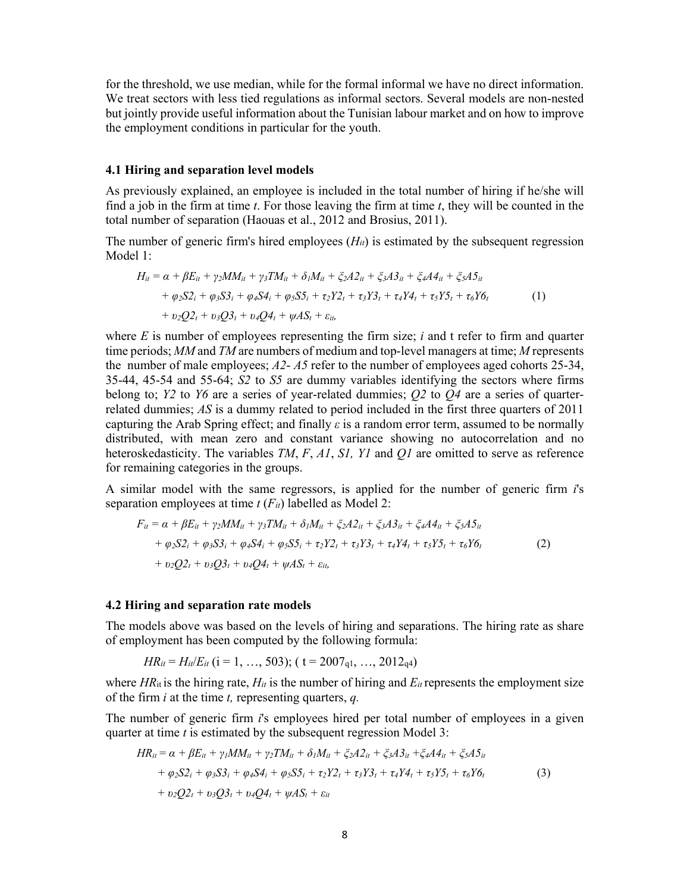for the threshold, we use median, while for the formal informal we have no direct information. We treat sectors with less tied regulations as informal sectors. Several models are non-nested but jointly provide useful information about the Tunisian labour market and on how to improve the employment conditions in particular for the youth.

### 4.1 Hiring and separation level models

As previously explained, an employee is included in the total number of hiring if he/she will find a job in the firm at time *t*. For those leaving the firm at time *t*, they will be counted in the total number of separation (Haouas et al., 2012 and Brosius, 2011).

The number of generic firm's hired employees ($H_{it}$) is estimated by the subsequent regression Model 1:

$$
\begin{aligned}
H_{it} = {} & \alpha + \beta E_{it} + \gamma_2 MM_{it} + \gamma_3 TM_{it} + \delta_1 M_{it} + \xi_2 A2_{it} + \xi_3 A3_{it} + \xi_4 A4_{it} + \xi_5 A5_{it} \\
& + \varphi_2 S2_i + \varphi_3 S3_i + \varphi_4 S4_i + \varphi_5 S5_i + \tau_2 Y2_t + \tau_3 Y3_t + \tau_4 Y4_t + \tau_5 Y5_t + \tau_6 Y6_t \\
& + \upsilon_2 Q2_t + \upsilon_3 Q3_t + \upsilon_4 Q4_t + \psi AS_t + \varepsilon_{it},
\end{aligned}
\tag{1}
$$

where *E* is number of employees representing the firm size; *i* and t refer to firm and quarter time periods; *MM* and *TM* are numbers of medium and top-level managers at time; *M* represents the number of male employees; *A2*- *A5* refer to the number of employees aged cohorts 25-34, 35-44, 45-54 and 55-64; *S2* to *S5* are dummy variables identifying the sectors where firms belong to; *Y2* to *Y6* are a series of year-related dummies; *Q2* to *Q4* are a series of quarter-related dummies; *AS* is a dummy related to period included in the first three quarters of 2011 capturing the Arab Spring effect; and finally $\varepsilon$ is a random error term, assumed to be normally distributed, with mean zero and constant variance showing no autocorrelation and no heteroskedasticity. The variables *TM*, *F*, *A1*, *S1, Y1* and *Q1* are omitted to serve as reference for remaining categories in the groups.

A similar model with the same regressors, is applied for the number of generic firm *i*'s separation employees at time *t* ($F_{it}$) labelled as Model 2:

$$
\begin{aligned}
F_{it} = {} & \alpha + \beta E_{it} + \gamma_2 MM_{it} + \gamma_3 TM_{it} + \delta_1 M_{it} + \xi_2 A2_{it} + \xi_3 A3_{it} + \xi_4 A4_{it} + \xi_5 A5_{it} \\
& + \varphi_2 S2_i + \varphi_3 S3_i + \varphi_4 S4_i + \varphi_5 S5_i + \tau_2 Y2_t + \tau_3 Y3_t + \tau_4 Y4_t + \tau_5 Y5_t + \tau_6 Y6_t \\
& + \upsilon_2 Q2_t + \upsilon_3 Q3_t + \upsilon_4 Q4_t + \psi AS_t + \varepsilon_{it},
\end{aligned}
\tag{2}
$$

### 4.2 Hiring and separation rate models

The models above was based on the levels of hiring and separations. The hiring rate as share of employment has been computed by the following formula:

$$HR_{it} = H_{it}/E_{it} \ (i = 1, \ldots, 503); \ (t = 2007_{q1}, \ldots, 2012_{q4})$$

where $HR_{it}$ is the hiring rate, $H_{it}$ is the number of hiring and $E_{it}$ represents the employment size of the firm *i* at the time *t,* representing quarters, *q*.

The number of generic firm *i*'s employees hired per total number of employees in a given quarter at time *t* is estimated by the subsequent regression Model 3:

$$
\begin{aligned}
HR_{it} = {} & \alpha + \beta E_{it} + \gamma_1 MM_{it} + \gamma_2 TM_{it} + \delta_1 M_{it} + \xi_2 A2_{it} + \xi_3 A3_{it} + \xi_4 A4_{it} + \xi_5 A5_{it} \\
& + \varphi_2 S2_i + \varphi_3 S3_i + \varphi_4 S4_i + \varphi_5 S5_i + \tau_2 Y2_t + \tau_3 Y3_t + \tau_4 Y4_t + \tau_5 Y5_t + \tau_6 Y6_t \\
& + \upsilon_2 Q2_t + \upsilon_3 Q3_t + \upsilon_4 Q4_t + \psi AS_t + \varepsilon_{it}
\end{aligned}
\tag{3}
$$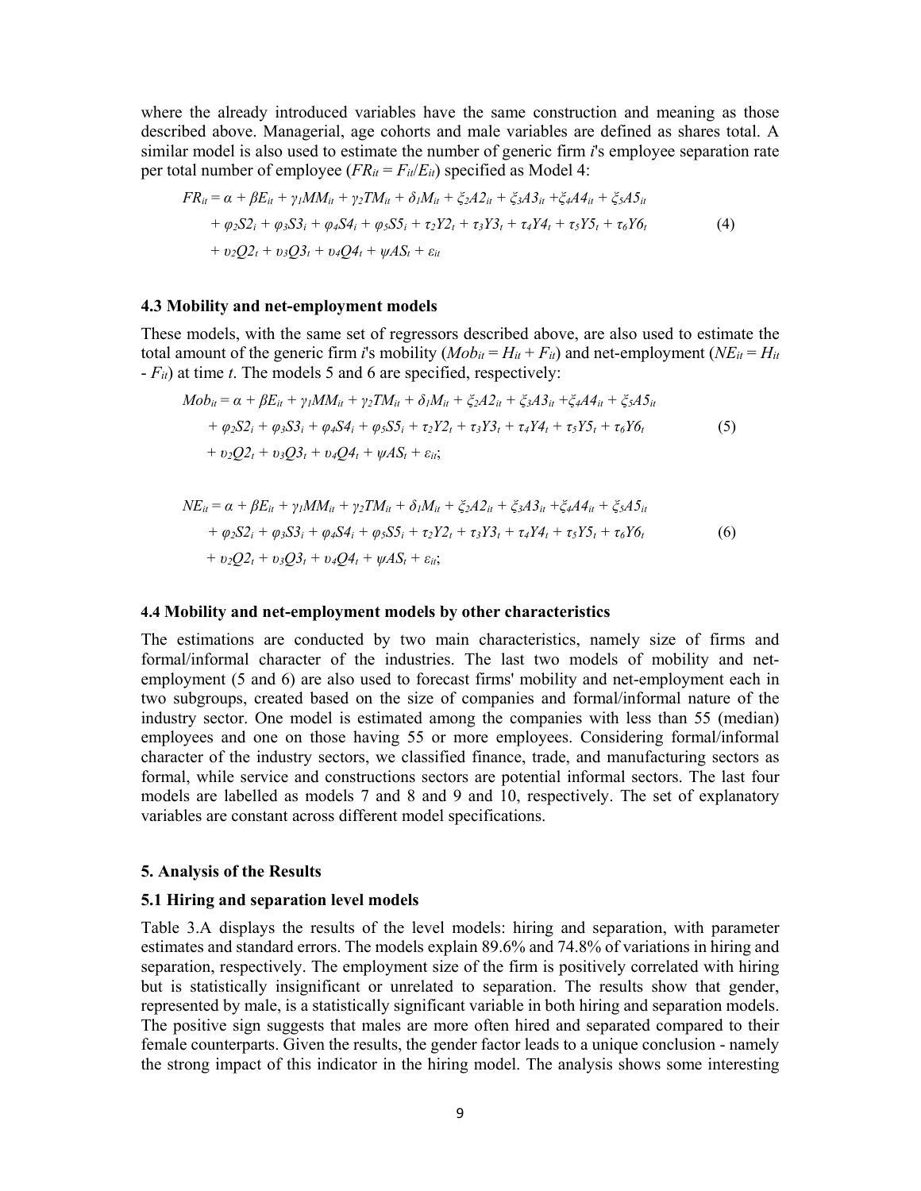where the already introduced variables have the same construction and meaning as those described above. Managerial, age cohorts and male variables are defined as shares total. A similar model is also used to estimate the number of generic firm *i*'s employee separation rate per total number of employee ($FR_{it} = F_{it}/E_{it}$) specified as Model 4:

$$
\begin{aligned}
FR_{it} = \alpha &+ \beta E_{it} + \gamma_1 MM_{it} + \gamma_2 TM_{it} + \delta_1 M_{it} + \xi_2 A2_{it} + \xi_3 A3_{it} + \xi_4 A4_{it} + \xi_5 A5_{it} \\
&+ \varphi_2 S2_i + \varphi_3 S3_i + \varphi_4 S4_i + \varphi_5 S5_i + \tau_2 Y2_t + \tau_3 Y3_t + \tau_4 Y4_t + \tau_5 Y5_t + \tau_6 Y6_t \\
&+ \upsilon_2 Q2_t + \upsilon_3 Q3_t + \upsilon_4 Q4_t + \psi AS_t + \varepsilon_{it}
\end{aligned}
\tag{4}
$$

### 4.3 Mobility and net-employment models

These models, with the same set of regressors described above, are also used to estimate the total amount of the generic firm *i*'s mobility ($Mob_{it} = H_{it} + F_{it}$) and net-employment ($NE_{it} = H_{it} - F_{it}$) at time *t*. The models 5 and 6 are specified, respectively:

$$
\begin{aligned}
Mob_{it} = \alpha &+ \beta E_{it} + \gamma_1 MM_{it} + \gamma_2 TM_{it} + \delta_1 M_{it} + \xi_2 A2_{it} + \xi_3 A3_{it} + \xi_4 A4_{it} + \xi_5 A5_{it} \\
&+ \varphi_2 S2_i + \varphi_3 S3_i + \varphi_4 S4_i + \varphi_5 S5_i + \tau_2 Y2_t + \tau_3 Y3_t + \tau_4 Y4_t + \tau_5 Y5_t + \tau_6 Y6_t \\
&+ \upsilon_2 Q2_t + \upsilon_3 Q3_t + \upsilon_4 Q4_t + \psi AS_t + \varepsilon_{it};
\end{aligned}
\tag{5}
$$

$$
\begin{aligned}
NE_{it} = \alpha &+ \beta E_{it} + \gamma_1 MM_{it} + \gamma_2 TM_{it} + \delta_1 M_{it} + \xi_2 A2_{it} + \xi_3 A3_{it} + \xi_4 A4_{it} + \xi_5 A5_{it} \\
&+ \varphi_2 S2_i + \varphi_3 S3_i + \varphi_4 S4_i + \varphi_5 S5_i + \tau_2 Y2_t + \tau_3 Y3_t + \tau_4 Y4_t + \tau_5 Y5_t + \tau_6 Y6_t \\
&+ \upsilon_2 Q2_t + \upsilon_3 Q3_t + \upsilon_4 Q4_t + \psi AS_t + \varepsilon_{it};
\end{aligned}
\tag{6}
$$

### 4.4 Mobility and net-employment models by other characteristics

The estimations are conducted by two main characteristics, namely size of firms and formal/informal character of the industries. The last two models of mobility and net-employment (5 and 6) are also used to forecast firms' mobility and net-employment each in two subgroups, created based on the size of companies and formal/informal nature of the industry sector. One model is estimated among the companies with less than 55 (median) employees and one on those having 55 or more employees. Considering formal/informal character of the industry sectors, we classified finance, trade, and manufacturing sectors as formal, while service and constructions sectors are potential informal sectors. The last four models are labelled as models 7 and 8 and 9 and 10, respectively. The set of explanatory variables are constant across different model specifications.

## 5. Analysis of the Results

### 5.1 Hiring and separation level models

Table 3.A displays the results of the level models: hiring and separation, with parameter estimates and standard errors. The models explain 89.6% and 74.8% of variations in hiring and separation, respectively. The employment size of the firm is positively correlated with hiring but is statistically insignificant or unrelated to separation. The results show that gender, represented by male, is a statistically significant variable in both hiring and separation models. The positive sign suggests that males are more often hired and separated compared to their female counterparts. Given the results, the gender factor leads to a unique conclusion - namely the strong impact of this indicator in the hiring model. The analysis shows some interesting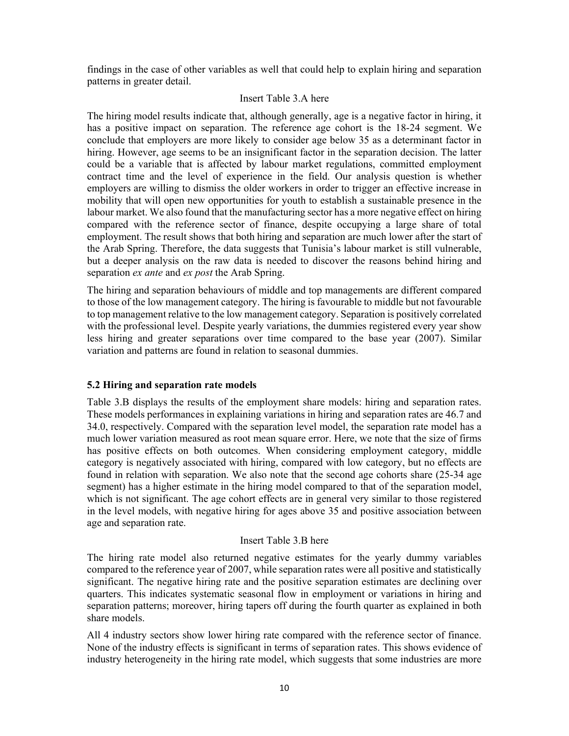findings in the case of other variables as well that could help to explain hiring and separation patterns in greater detail.

Insert Table 3.A here

The hiring model results indicate that, although generally, age is a negative factor in hiring, it has a positive impact on separation. The reference age cohort is the 18-24 segment. We conclude that employers are more likely to consider age below 35 as a determinant factor in hiring. However, age seems to be an insignificant factor in the separation decision. The latter could be a variable that is affected by labour market regulations, committed employment contract time and the level of experience in the field. Our analysis question is whether employers are willing to dismiss the older workers in order to trigger an effective increase in mobility that will open new opportunities for youth to establish a sustainable presence in the labour market. We also found that the manufacturing sector has a more negative effect on hiring compared with the reference sector of finance, despite occupying a large share of total employment. The result shows that both hiring and separation are much lower after the start of the Arab Spring. Therefore, the data suggests that Tunisia's labour market is still vulnerable, but a deeper analysis on the raw data is needed to discover the reasons behind hiring and separation *ex ante* and *ex post* the Arab Spring.

The hiring and separation behaviours of middle and top managements are different compared to those of the low management category. The hiring is favourable to middle but not favourable to top management relative to the low management category. Separation is positively correlated with the professional level. Despite yearly variations, the dummies registered every year show less hiring and greater separations over time compared to the base year (2007). Similar variation and patterns are found in relation to seasonal dummies.

### 5.2 Hiring and separation rate models

Table 3.B displays the results of the employment share models: hiring and separation rates. These models performances in explaining variations in hiring and separation rates are 46.7 and 34.0, respectively. Compared with the separation level model, the separation rate model has a much lower variation measured as root mean square error. Here, we note that the size of firms has positive effects on both outcomes. When considering employment category, middle category is negatively associated with hiring, compared with low category, but no effects are found in relation with separation. We also note that the second age cohorts share (25-34 age segment) has a higher estimate in the hiring model compared to that of the separation model, which is not significant. The age cohort effects are in general very similar to those registered in the level models, with negative hiring for ages above 35 and positive association between age and separation rate.

Insert Table 3.B here

The hiring rate model also returned negative estimates for the yearly dummy variables compared to the reference year of 2007, while separation rates were all positive and statistically significant. The negative hiring rate and the positive separation estimates are declining over quarters. This indicates systematic seasonal flow in employment or variations in hiring and separation patterns; moreover, hiring tapers off during the fourth quarter as explained in both share models.

All 4 industry sectors show lower hiring rate compared with the reference sector of finance. None of the industry effects is significant in terms of separation rates. This shows evidence of industry heterogeneity in the hiring rate model, which suggests that some industries are more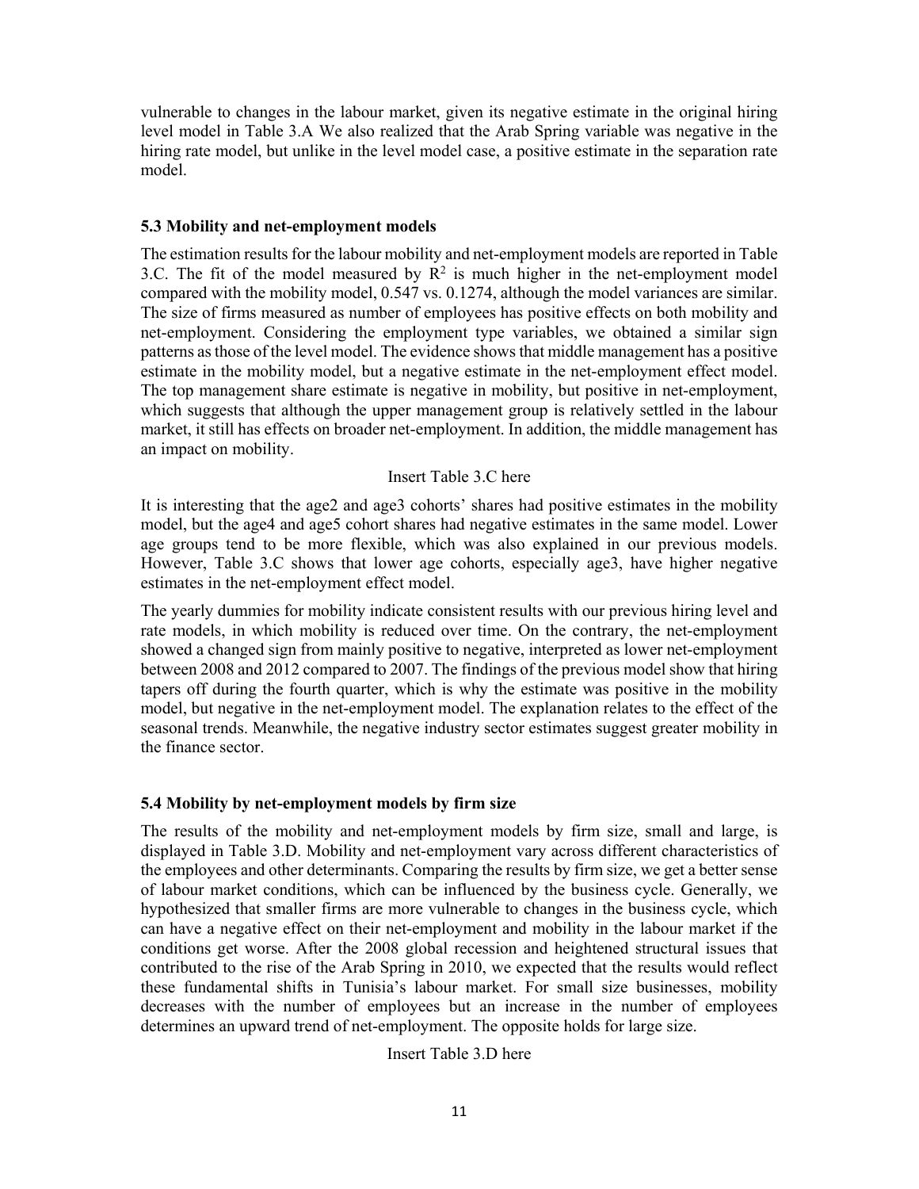vulnerable to changes in the labour market, given its negative estimate in the original hiring level model in Table 3.A We also realized that the Arab Spring variable was negative in the hiring rate model, but unlike in the level model case, a positive estimate in the separation rate model.

### 5.3 Mobility and net-employment models

The estimation results for the labour mobility and net-employment models are reported in Table 3.C. The fit of the model measured by $R^2$ is much higher in the net-employment model compared with the mobility model, 0.547 vs. 0.1274, although the model variances are similar. The size of firms measured as number of employees has positive effects on both mobility and net-employment. Considering the employment type variables, we obtained a similar sign patterns as those of the level model. The evidence shows that middle management has a positive estimate in the mobility model, but a negative estimate in the net-employment effect model. The top management share estimate is negative in mobility, but positive in net-employment, which suggests that although the upper management group is relatively settled in the labour market, it still has effects on broader net-employment. In addition, the middle management has an impact on mobility.

Insert Table 3.C here

It is interesting that the age2 and age3 cohorts' shares had positive estimates in the mobility model, but the age4 and age5 cohort shares had negative estimates in the same model. Lower age groups tend to be more flexible, which was also explained in our previous models. However, Table 3.C shows that lower age cohorts, especially age3, have higher negative estimates in the net-employment effect model.

The yearly dummies for mobility indicate consistent results with our previous hiring level and rate models, in which mobility is reduced over time. On the contrary, the net-employment showed a changed sign from mainly positive to negative, interpreted as lower net-employment between 2008 and 2012 compared to 2007. The findings of the previous model show that hiring tapers off during the fourth quarter, which is why the estimate was positive in the mobility model, but negative in the net-employment model. The explanation relates to the effect of the seasonal trends. Meanwhile, the negative industry sector estimates suggest greater mobility in the finance sector.

### 5.4 Mobility by net-employment models by firm size

The results of the mobility and net-employment models by firm size, small and large, is displayed in Table 3.D. Mobility and net-employment vary across different characteristics of the employees and other determinants. Comparing the results by firm size, we get a better sense of labour market conditions, which can be influenced by the business cycle. Generally, we hypothesized that smaller firms are more vulnerable to changes in the business cycle, which can have a negative effect on their net-employment and mobility in the labour market if the conditions get worse. After the 2008 global recession and heightened structural issues that contributed to the rise of the Arab Spring in 2010, we expected that the results would reflect these fundamental shifts in Tunisia's labour market. For small size businesses, mobility decreases with the number of employees but an increase in the number of employees determines an upward trend of net-employment. The opposite holds for large size.

Insert Table 3.D here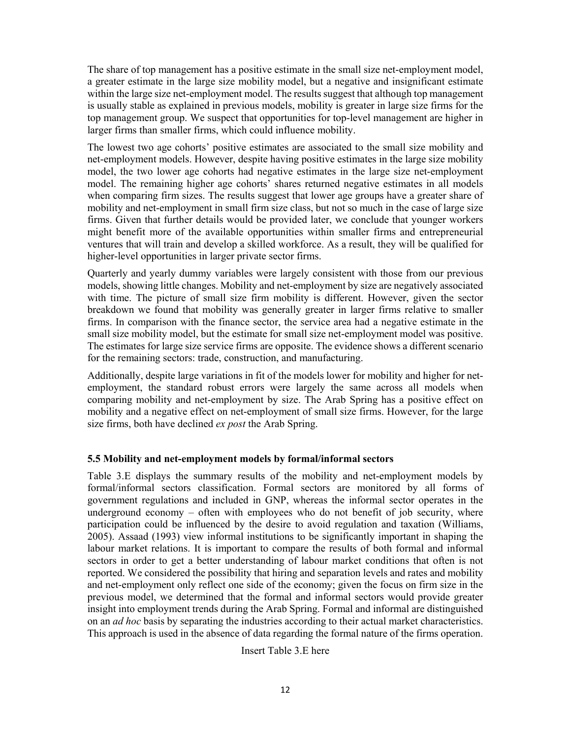The share of top management has a positive estimate in the small size net-employment model, a greater estimate in the large size mobility model, but a negative and insignificant estimate within the large size net-employment model. The results suggest that although top management is usually stable as explained in previous models, mobility is greater in large size firms for the top management group. We suspect that opportunities for top-level management are higher in larger firms than smaller firms, which could influence mobility.

The lowest two age cohorts' positive estimates are associated to the small size mobility and net-employment models. However, despite having positive estimates in the large size mobility model, the two lower age cohorts had negative estimates in the large size net-employment model. The remaining higher age cohorts' shares returned negative estimates in all models when comparing firm sizes. The results suggest that lower age groups have a greater share of mobility and net-employment in small firm size class, but not so much in the case of large size firms. Given that further details would be provided later, we conclude that younger workers might benefit more of the available opportunities within smaller firms and entrepreneurial ventures that will train and develop a skilled workforce. As a result, they will be qualified for higher-level opportunities in larger private sector firms.

Quarterly and yearly dummy variables were largely consistent with those from our previous models, showing little changes. Mobility and net-employment by size are negatively associated with time. The picture of small size firm mobility is different. However, given the sector breakdown we found that mobility was generally greater in larger firms relative to smaller firms. In comparison with the finance sector, the service area had a negative estimate in the small size mobility model, but the estimate for small size net-employment model was positive. The estimates for large size service firms are opposite. The evidence shows a different scenario for the remaining sectors: trade, construction, and manufacturing.

Additionally, despite large variations in fit of the models lower for mobility and higher for net-employment, the standard robust errors were largely the same across all models when comparing mobility and net-employment by size. The Arab Spring has a positive effect on mobility and a negative effect on net-employment of small size firms. However, for the large size firms, both have declined *ex post* the Arab Spring.

### 5.5 Mobility and net-employment models by formal/informal sectors

Table 3.E displays the summary results of the mobility and net-employment models by formal/informal sectors classification. Formal sectors are monitored by all forms of government regulations and included in GNP, whereas the informal sector operates in the underground economy – often with employees who do not benefit of job security, where participation could be influenced by the desire to avoid regulation and taxation (Williams, 2005). Assaad (1993) view informal institutions to be significantly important in shaping the labour market relations. It is important to compare the results of both formal and informal sectors in order to get a better understanding of labour market conditions that often is not reported. We considered the possibility that hiring and separation levels and rates and mobility and net-employment only reflect one side of the economy; given the focus on firm size in the previous model, we determined that the formal and informal sectors would provide greater insight into employment trends during the Arab Spring. Formal and informal are distinguished on an *ad hoc* basis by separating the industries according to their actual market characteristics. This approach is used in the absence of data regarding the formal nature of the firms operation.

Insert Table 3.E here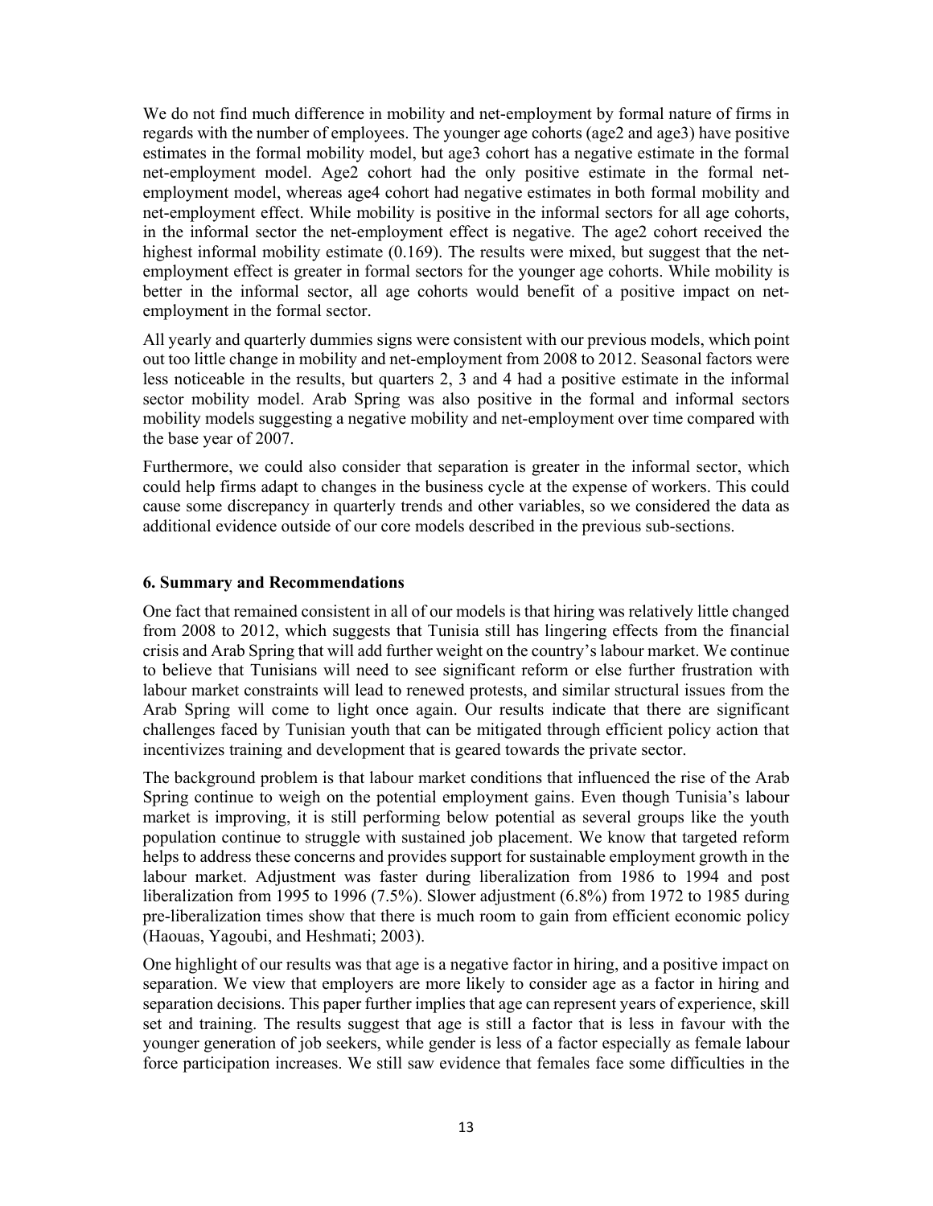We do not find much difference in mobility and net-employment by formal nature of firms in regards with the number of employees. The younger age cohorts (age2 and age3) have positive estimates in the formal mobility model, but age3 cohort has a negative estimate in the formal net-employment model. Age2 cohort had the only positive estimate in the formal net-employment model, whereas age4 cohort had negative estimates in both formal mobility and net-employment effect. While mobility is positive in the informal sectors for all age cohorts, in the informal sector the net-employment effect is negative. The age2 cohort received the highest informal mobility estimate (0.169). The results were mixed, but suggest that the net-employment effect is greater in formal sectors for the younger age cohorts. While mobility is better in the informal sector, all age cohorts would benefit of a positive impact on net-employment in the formal sector.

All yearly and quarterly dummies signs were consistent with our previous models, which point out too little change in mobility and net-employment from 2008 to 2012. Seasonal factors were less noticeable in the results, but quarters 2, 3 and 4 had a positive estimate in the informal sector mobility model. Arab Spring was also positive in the formal and informal sectors mobility models suggesting a negative mobility and net-employment over time compared with the base year of 2007.

Furthermore, we could also consider that separation is greater in the informal sector, which could help firms adapt to changes in the business cycle at the expense of workers. This could cause some discrepancy in quarterly trends and other variables, so we considered the data as additional evidence outside of our core models described in the previous sub-sections.

## 6. Summary and Recommendations

One fact that remained consistent in all of our models is that hiring was relatively little changed from 2008 to 2012, which suggests that Tunisia still has lingering effects from the financial crisis and Arab Spring that will add further weight on the country's labour market. We continue to believe that Tunisians will need to see significant reform or else further frustration with labour market constraints will lead to renewed protests, and similar structural issues from the Arab Spring will come to light once again. Our results indicate that there are significant challenges faced by Tunisian youth that can be mitigated through efficient policy action that incentivizes training and development that is geared towards the private sector.

The background problem is that labour market conditions that influenced the rise of the Arab Spring continue to weigh on the potential employment gains. Even though Tunisia's labour market is improving, it is still performing below potential as several groups like the youth population continue to struggle with sustained job placement. We know that targeted reform helps to address these concerns and provides support for sustainable employment growth in the labour market. Adjustment was faster during liberalization from 1986 to 1994 and post liberalization from 1995 to 1996 (7.5%). Slower adjustment (6.8%) from 1972 to 1985 during pre-liberalization times show that there is much room to gain from efficient economic policy (Haouas, Yagoubi, and Heshmati; 2003).

One highlight of our results was that age is a negative factor in hiring, and a positive impact on separation. We view that employers are more likely to consider age as a factor in hiring and separation decisions. This paper further implies that age can represent years of experience, skill set and training. The results suggest that age is still a factor that is less in favour with the younger generation of job seekers, while gender is less of a factor especially as female labour force participation increases. We still saw evidence that females face some difficulties in the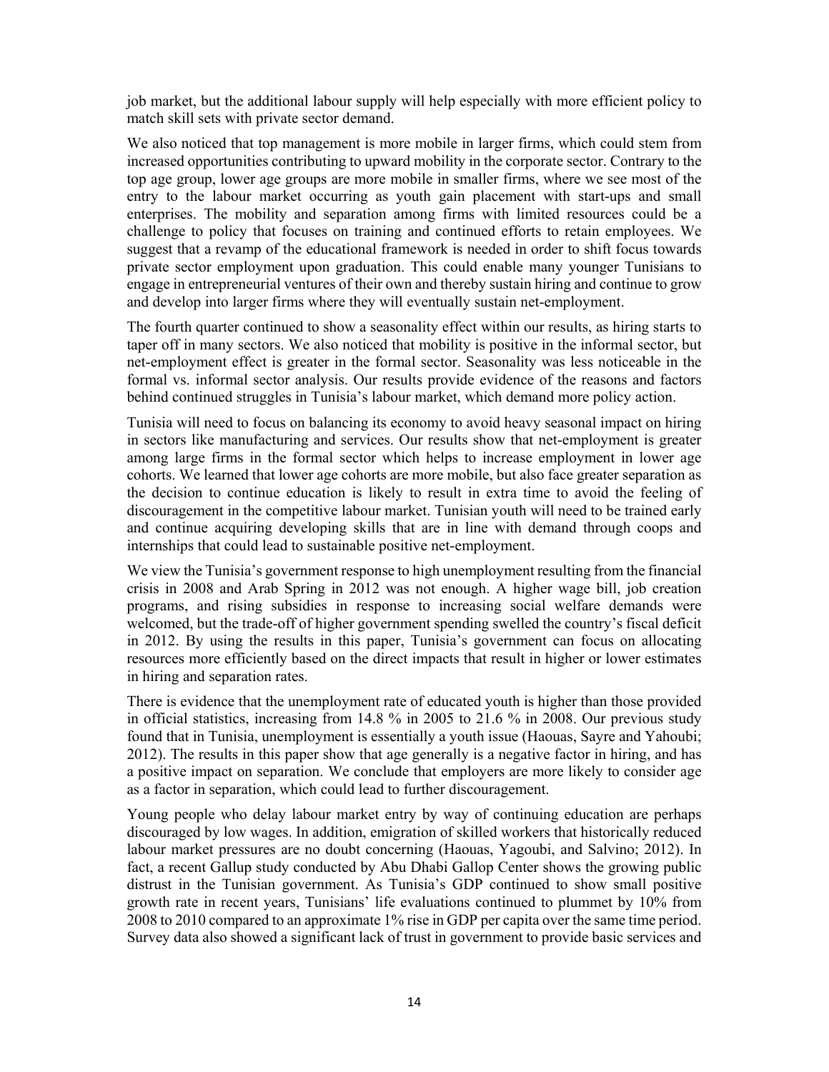job market, but the additional labour supply will help especially with more efficient policy to match skill sets with private sector demand.

We also noticed that top management is more mobile in larger firms, which could stem from increased opportunities contributing to upward mobility in the corporate sector. Contrary to the top age group, lower age groups are more mobile in smaller firms, where we see most of the entry to the labour market occurring as youth gain placement with start-ups and small enterprises. The mobility and separation among firms with limited resources could be a challenge to policy that focuses on training and continued efforts to retain employees. We suggest that a revamp of the educational framework is needed in order to shift focus towards private sector employment upon graduation. This could enable many younger Tunisians to engage in entrepreneurial ventures of their own and thereby sustain hiring and continue to grow and develop into larger firms where they will eventually sustain net-employment.

The fourth quarter continued to show a seasonality effect within our results, as hiring starts to taper off in many sectors. We also noticed that mobility is positive in the informal sector, but net-employment effect is greater in the formal sector. Seasonality was less noticeable in the formal vs. informal sector analysis. Our results provide evidence of the reasons and factors behind continued struggles in Tunisia's labour market, which demand more policy action.

Tunisia will need to focus on balancing its economy to avoid heavy seasonal impact on hiring in sectors like manufacturing and services. Our results show that net-employment is greater among large firms in the formal sector which helps to increase employment in lower age cohorts. We learned that lower age cohorts are more mobile, but also face greater separation as the decision to continue education is likely to result in extra time to avoid the feeling of discouragement in the competitive labour market. Tunisian youth will need to be trained early and continue acquiring developing skills that are in line with demand through coops and internships that could lead to sustainable positive net-employment.

We view the Tunisia's government response to high unemployment resulting from the financial crisis in 2008 and Arab Spring in 2012 was not enough. A higher wage bill, job creation programs, and rising subsidies in response to increasing social welfare demands were welcomed, but the trade-off of higher government spending swelled the country's fiscal deficit in 2012. By using the results in this paper, Tunisia's government can focus on allocating resources more efficiently based on the direct impacts that result in higher or lower estimates in hiring and separation rates.

There is evidence that the unemployment rate of educated youth is higher than those provided in official statistics, increasing from 14.8 % in 2005 to 21.6 % in 2008. Our previous study found that in Tunisia, unemployment is essentially a youth issue (Haouas, Sayre and Yahoubi; 2012). The results in this paper show that age generally is a negative factor in hiring, and has a positive impact on separation. We conclude that employers are more likely to consider age as a factor in separation, which could lead to further discouragement.

Young people who delay labour market entry by way of continuing education are perhaps discouraged by low wages. In addition, emigration of skilled workers that historically reduced labour market pressures are no doubt concerning (Haouas, Yagoubi, and Salvino; 2012). In fact, a recent Gallup study conducted by Abu Dhabi Gallop Center shows the growing public distrust in the Tunisian government. As Tunisia's GDP continued to show small positive growth rate in recent years, Tunisians' life evaluations continued to plummet by 10% from 2008 to 2010 compared to an approximate 1% rise in GDP per capita over the same time period. Survey data also showed a significant lack of trust in government to provide basic services and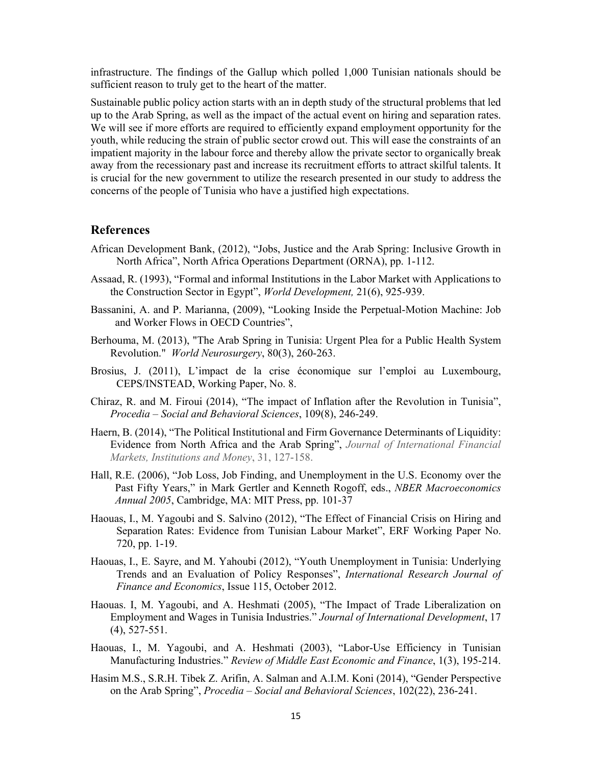infrastructure. The findings of the Gallup which polled 1,000 Tunisian nationals should be sufficient reason to truly get to the heart of the matter.

Sustainable public policy action starts with an in depth study of the structural problems that led up to the Arab Spring, as well as the impact of the actual event on hiring and separation rates. We will see if more efforts are required to efficiently expand employment opportunity for the youth, while reducing the strain of public sector crowd out. This will ease the constraints of an impatient majority in the labour force and thereby allow the private sector to organically break away from the recessionary past and increase its recruitment efforts to attract skilful talents. It is crucial for the new government to utilize the research presented in our study to address the concerns of the people of Tunisia who have a justified high expectations.

## References

African Development Bank, (2012), "Jobs, Justice and the Arab Spring: Inclusive Growth in North Africa", North Africa Operations Department (ORNA), pp. 1-112.

Assaad, R. (1993), "Formal and informal Institutions in the Labor Market with Applications to the Construction Sector in Egypt", *World Development,* 21(6), 925-939.

Bassanini, A. and P. Marianna, (2009), "Looking Inside the Perpetual-Motion Machine: Job and Worker Flows in OECD Countries",

Berhouma, M. (2013), "The Arab Spring in Tunisia: Urgent Plea for a Public Health System Revolution." *World Neurosurgery*, 80(3), 260-263.

Brosius, J. (2011), L'impact de la crise économique sur l'emploi au Luxembourg, CEPS/INSTEAD, Working Paper, No. 8.

Chiraz, R. and M. Firoui (2014), "The impact of Inflation after the Revolution in Tunisia", *Procedia – Social and Behavioral Sciences*, 109(8), 246-249.

Haern, B. (2014), "The Political Institutional and Firm Governance Determinants of Liquidity: Evidence from North Africa and the Arab Spring", *Journal of International Financial Markets, Institutions and Money*, 31, 127-158.

Hall, R.E. (2006), "Job Loss, Job Finding, and Unemployment in the U.S. Economy over the Past Fifty Years," in Mark Gertler and Kenneth Rogoff, eds., *NBER Macroeconomics Annual 2005*, Cambridge, MA: MIT Press, pp. 101-37

Haouas, I., M. Yagoubi and S. Salvino (2012), "The Effect of Financial Crisis on Hiring and Separation Rates: Evidence from Tunisian Labour Market", ERF Working Paper No. 720, pp. 1-19.

Haouas, I., E. Sayre, and M. Yahoubi (2012), "Youth Unemployment in Tunisia: Underlying Trends and an Evaluation of Policy Responses", *International Research Journal of Finance and Economics*, Issue 115, October 2012.

Haouas. I, M. Yagoubi, and A. Heshmati (2005), "The Impact of Trade Liberalization on Employment and Wages in Tunisia Industries." *Journal of International Development*, 17 (4), 527-551.

Haouas, I., M. Yagoubi, and A. Heshmati (2003), "Labor-Use Efficiency in Tunisian Manufacturing Industries." *Review of Middle East Economic and Finance*, 1(3), 195-214.

Hasim M.S., S.R.H. Tibek Z. Arifin, A. Salman and A.I.M. Koni (2014), "Gender Perspective on the Arab Spring", *Procedia – Social and Behavioral Sciences*, 102(22), 236-241.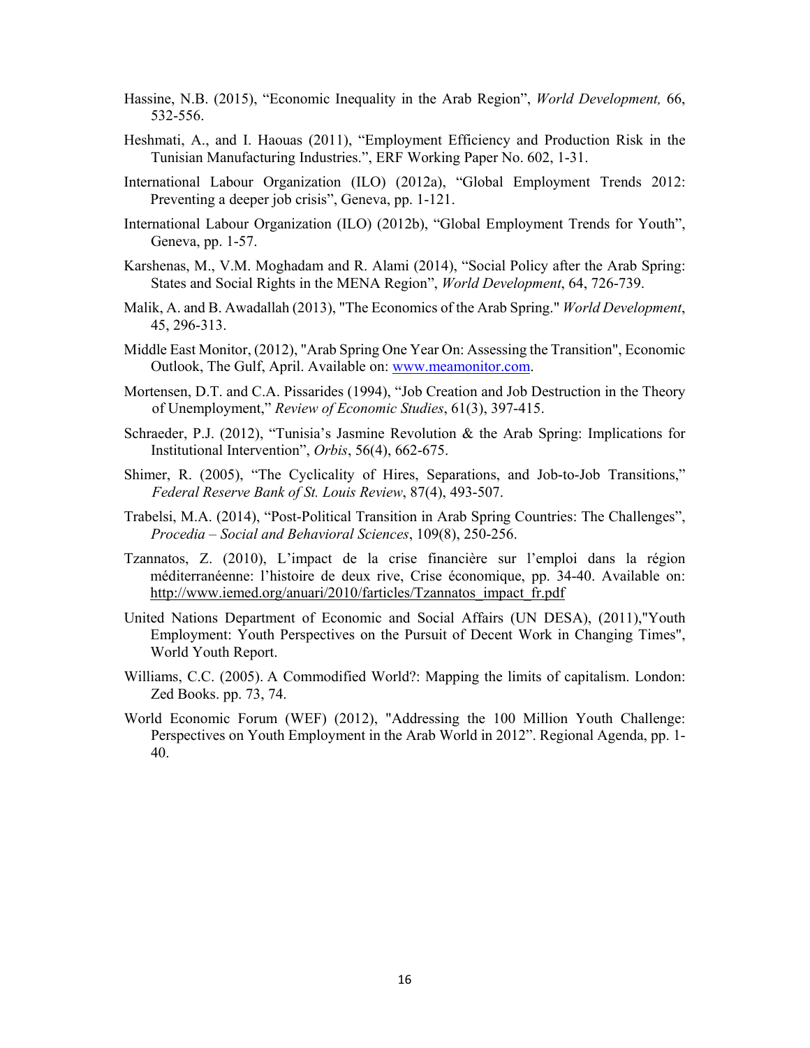Hassine, N.B. (2015), "Economic Inequality in the Arab Region", *World Development,* 66, 532-556.

Heshmati, A., and I. Haouas (2011), "Employment Efficiency and Production Risk in the Tunisian Manufacturing Industries.", ERF Working Paper No. 602, 1-31.

International Labour Organization (ILO) (2012a), "Global Employment Trends 2012: Preventing a deeper job crisis", Geneva, pp. 1-121.

International Labour Organization (ILO) (2012b), "Global Employment Trends for Youth", Geneva, pp. 1-57.

Karshenas, M., V.M. Moghadam and R. Alami (2014), "Social Policy after the Arab Spring: States and Social Rights in the MENA Region", *World Development*, 64, 726-739.

Malik, A. and B. Awadallah (2013), "The Economics of the Arab Spring." *World Development*, 45, 296-313.

Middle East Monitor, (2012), "Arab Spring One Year On: Assessing the Transition", Economic Outlook, The Gulf, April. Available on: [www.meamonitor.com](www.meamonitor.com).

Mortensen, D.T. and C.A. Pissarides (1994), "Job Creation and Job Destruction in the Theory of Unemployment," *Review of Economic Studies*, 61(3), 397-415.

Schraeder, P.J. (2012), "Tunisia's Jasmine Revolution & the Arab Spring: Implications for Institutional Intervention", *Orbis*, 56(4), 662-675.

Shimer, R. (2005), "The Cyclicality of Hires, Separations, and Job-to-Job Transitions," *Federal Reserve Bank of St. Louis Review*, 87(4), 493-507.

Trabelsi, M.A. (2014), "Post-Political Transition in Arab Spring Countries: The Challenges", *Procedia – Social and Behavioral Sciences*, 109(8), 250-256.

Tzannatos, Z. (2010), L'impact de la crise financière sur l'emploi dans la région méditerranéenne: l'histoire de deux rive, Crise économique, pp. 34-40. Available on: http://www.iemed.org/anuari/2010/farticles/Tzannatos_impact_fr.pdf

United Nations Department of Economic and Social Affairs (UN DESA), (2011),"Youth Employment: Youth Perspectives on the Pursuit of Decent Work in Changing Times", World Youth Report.

Williams, C.C. (2005). A Commodified World?: Mapping the limits of capitalism. London: Zed Books. pp. 73, 74.

World Economic Forum (WEF) (2012), "Addressing the 100 Million Youth Challenge: Perspectives on Youth Employment in the Arab World in 2012". Regional Agenda, pp. 1-40.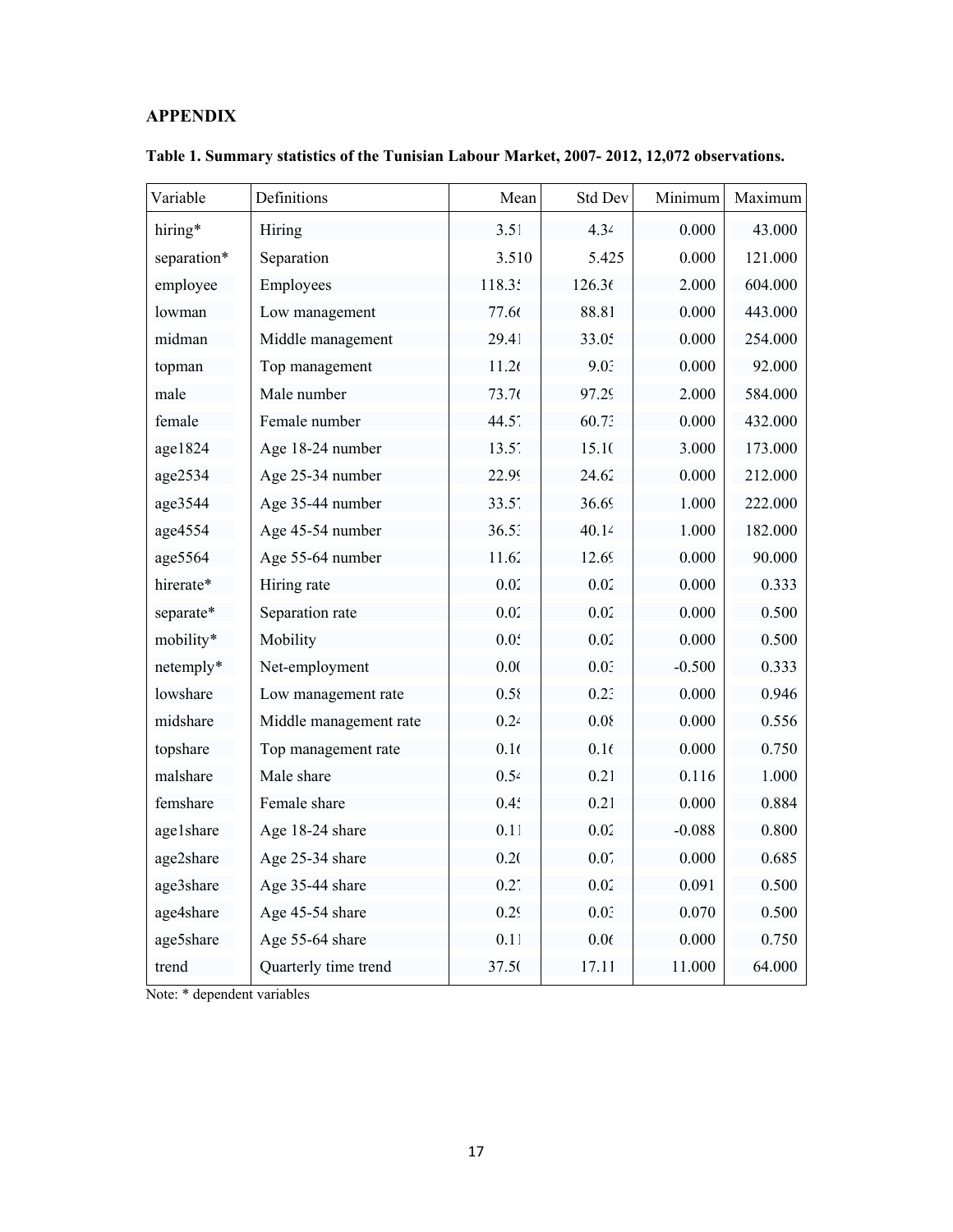## APPENDIX

**Table 1. Summary statistics of the Tunisian Labour Market, 2007- 2012, 12,072 observations.**

| Variable | Definitions | Mean | Std Dev | Minimum | Maximum |
|---|---|---|---|---|---|
| hiring* | Hiring | 3.51 | 4.34 | 0.000 | 43.000 |
| separation* | Separation | 3.510 | 5.425 | 0.000 | 121.000 |
| employee | Employees | 118.35 | 126.36 | 2.000 | 604.000 |
| lowman | Low management | 77.66 | 88.81 | 0.000 | 443.000 |
| midman | Middle management | 29.41 | 33.05 | 0.000 | 254.000 |
| topman | Top management | 11.26 | 9.03 | 0.000 | 92.000 |
| male | Male number | 73.76 | 97.29 | 2.000 | 584.000 |
| female | Female number | 44.57 | 60.73 | 0.000 | 432.000 |
| age1824 | Age 18-24 number | 13.57 | 15.10 | 3.000 | 173.000 |
| age2534 | Age 25-34 number | 22.99 | 24.62 | 0.000 | 212.000 |
| age3544 | Age 35-44 number | 33.57 | 36.69 | 1.000 | 222.000 |
| age4554 | Age 45-54 number | 36.53 | 40.14 | 1.000 | 182.000 |
| age5564 | Age 55-64 number | 11.62 | 12.69 | 0.000 | 90.000 |
| hirerate* | Hiring rate | 0.02 | 0.02 | 0.000 | 0.333 |
| separate* | Separation rate | 0.02 | 0.02 | 0.000 | 0.500 |
| mobility* | Mobility | 0.05 | 0.02 | 0.000 | 0.500 |
| netemply* | Net-employment | 0.00 | 0.03 | -0.500 | 0.333 |
| lowshare | Low management rate | 0.58 | 0.23 | 0.000 | 0.946 |
| midshare | Middle management rate | 0.24 | 0.08 | 0.000 | 0.556 |
| topshare | Top management rate | 0.16 | 0.16 | 0.000 | 0.750 |
| malshare | Male share | 0.54 | 0.21 | 0.116 | 1.000 |
| femshare | Female share | 0.45 | 0.21 | 0.000 | 0.884 |
| age1share | Age 18-24 share | 0.11 | 0.02 | -0.088 | 0.800 |
| age2share | Age 25-34 share | 0.20 | 0.07 | 0.000 | 0.685 |
| age3share | Age 35-44 share | 0.27 | 0.02 | 0.091 | 0.500 |
| age4share | Age 45-54 share | 0.29 | 0.03 | 0.070 | 0.500 |
| age5share | Age 55-64 share | 0.11 | 0.06 | 0.000 | 0.750 |
| trend | Quarterly time trend | 37.50 | 17.11 | 11.000 | 64.000 |

Note: * dependent variables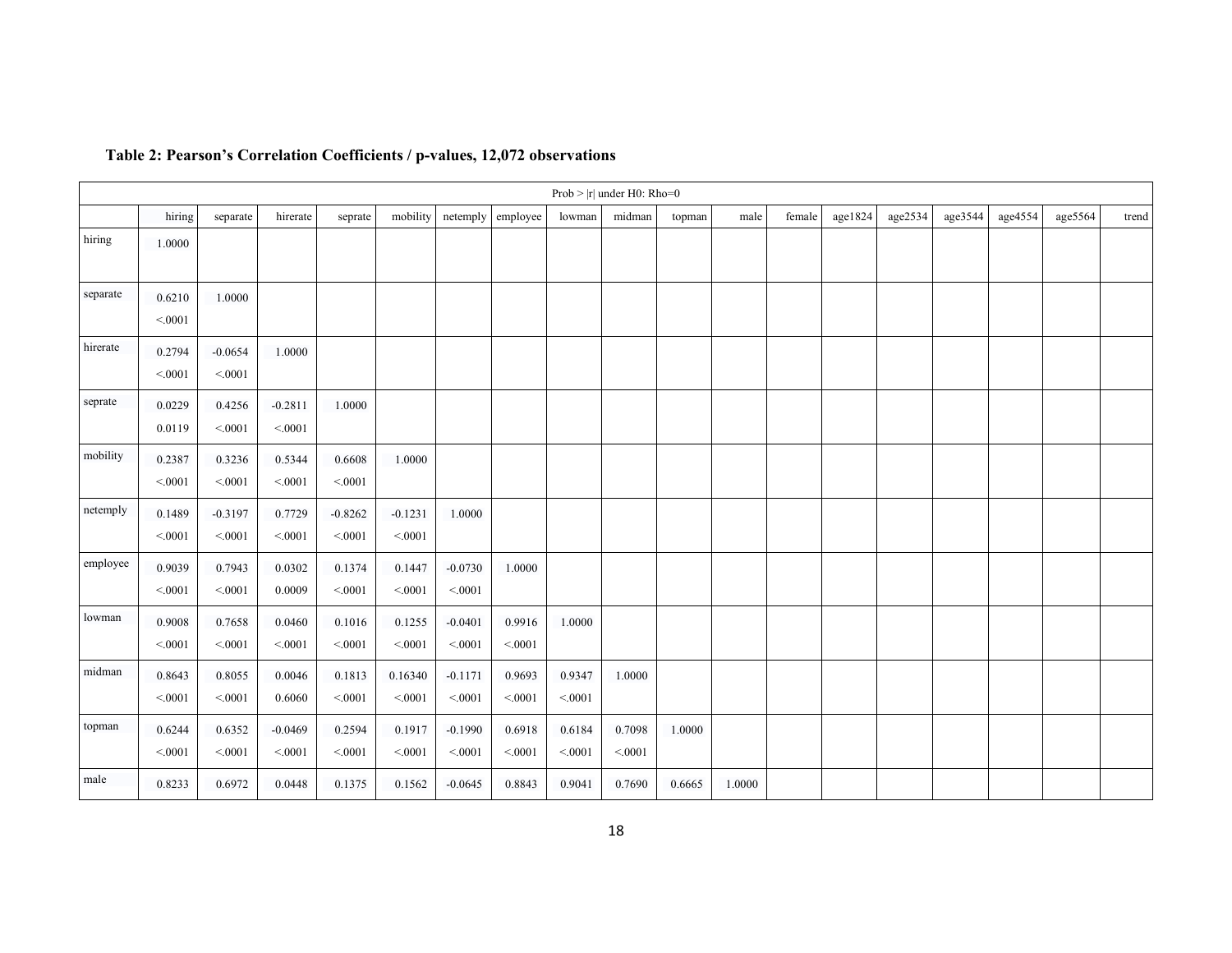**Table 2: Pearson's Correlation Coefficients / p-values, 12,072 observations**

| Prob > \|r\| under H0: Rho=0 | | | | | | | | | | | | | | | | | | |
|---|---|---|---|---|---|---|---|---|---|---|---|---|---|---|---|---|---|---|
| | hiring | separate | hirerate | seprate | mobility | netemply | employee | lowman | midman | topman | male | female | age1824 | age2534 | age3544 | age4554 | age5564 | trend |
| hiring | 1.0000 | | | | | | | | | | | | | | | | | |
| separate | 0.6210<br><.0001 | 1.0000 | | | | | | | | | | | | | | | | |
| hirerate | 0.2794<br><.0001 | -0.0654<br><.0001 | 1.0000 | | | | | | | | | | | | | | | |
| seprate | 0.0229<br>0.0119 | 0.4256<br><.0001 | -0.2811<br><.0001 | 1.0000 | | | | | | | | | | | | | | |
| mobility | 0.2387<br><.0001 | 0.3236<br><.0001 | 0.5344<br><.0001 | 0.6608<br><.0001 | 1.0000 | | | | | | | | | | | | | |
| netemply | 0.1489<br><.0001 | -0.3197<br><.0001 | 0.7729<br><.0001 | -0.8262<br><.0001 | -0.1231<br><.0001 | 1.0000 | | | | | | | | | | | | |
| employee | 0.9039<br><.0001 | 0.7943<br><.0001 | 0.0302<br>0.0009 | 0.1374<br><.0001 | 0.1447<br><.0001 | -0.0730<br><.0001 | 1.0000 | | | | | | | | | | | |
| lowman | 0.9008<br><.0001 | 0.7658<br><.0001 | 0.0460<br><.0001 | 0.1016<br><.0001 | 0.1255<br><.0001 | -0.0401<br><.0001 | 0.9916<br><.0001 | 1.0000 | | | | | | | | | | |
| midman | 0.8643<br><.0001 | 0.8055<br><.0001 | 0.0046<br>0.6060 | 0.1813<br><.0001 | 0.16340<br><.0001 | -0.1171<br><.0001 | 0.9693<br><.0001 | 0.9347<br><.0001 | 1.0000 | | | | | | | | | |
| topman | 0.6244<br><.0001 | 0.6352<br><.0001 | -0.0469<br><.0001 | 0.2594<br><.0001 | 0.1917<br><.0001 | -0.1990<br><.0001 | 0.6918<br><.0001 | 0.6184<br><.0001 | 0.7098<br><.0001 | 1.0000 | | | | | | | | |
| male | 0.8233 | 0.6972 | 0.0448 | 0.1375 | 0.1562 | -0.0645 | 0.8843 | 0.9041 | 0.7690 | 0.6665 | 1.0000 | | | | | | | |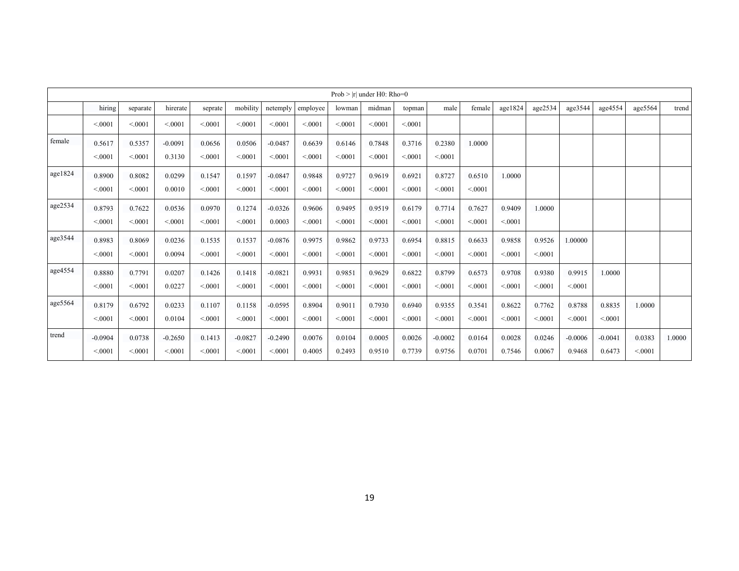| Prob > \|r\| under H0: Rho=0 | | | | | | | | | | | | | | | | | | | |
|---|---|---|---|---|---|---|---|---|---|---|---|---|---|---|---|---|---|---|---|
| | hiring | separate | hirerate | seprate | mobility | netemply | employee | lowman | midman | topman | male | female | age1824 | age2534 | age3544 | age4554 | age5564 | trend |
| | <.0001 | <.0001 | <.0001 | <.0001 | <.0001 | <.0001 | <.0001 | <.0001 | <.0001 | <.0001 | | | | | | | | |
| female | 0.5617 | 0.5357 | -0.0091 | 0.0656 | 0.0506 | -0.0487 | 0.6639 | 0.6146 | 0.7848 | 0.3716 | 0.2380 | 1.0000 | | | | | | |
| | <.0001 | <.0001 | 0.3130 | <.0001 | <.0001 | <.0001 | <.0001 | <.0001 | <.0001 | <.0001 | <.0001 | | | | | | | |
| age1824 | 0.8900 | 0.8082 | 0.0299 | 0.1547 | 0.1597 | -0.0847 | 0.9848 | 0.9727 | 0.9619 | 0.6921 | 0.8727 | 0.6510 | 1.0000 | | | | | |
| | <.0001 | <.0001 | 0.0010 | <.0001 | <.0001 | <.0001 | <.0001 | <.0001 | <.0001 | <.0001 | <.0001 | <.0001 | | | | | | |
| age2534 | 0.8793 | 0.7622 | 0.0536 | 0.0970 | 0.1274 | -0.0326 | 0.9606 | 0.9495 | 0.9519 | 0.6179 | 0.7714 | 0.7627 | 0.9409 | 1.0000 | | | | |
| | <.0001 | <.0001 | <.0001 | <.0001 | <.0001 | 0.0003 | <.0001 | <.0001 | <.0001 | <.0001 | <.0001 | <.0001 | <.0001 | | | | | |
| age3544 | 0.8983 | 0.8069 | 0.0236 | 0.1535 | 0.1537 | -0.0876 | 0.9975 | 0.9862 | 0.9733 | 0.6954 | 0.8815 | 0.6633 | 0.9858 | 0.9526 | 1.00000 | | | |
| | <.0001 | <.0001 | 0.0094 | <.0001 | <.0001 | <.0001 | <.0001 | <.0001 | <.0001 | <.0001 | <.0001 | <.0001 | <.0001 | <.0001 | | | | |
| age4554 | 0.8880 | 0.7791 | 0.0207 | 0.1426 | 0.1418 | -0.0821 | 0.9931 | 0.9851 | 0.9629 | 0.6822 | 0.8799 | 0.6573 | 0.9708 | 0.9380 | 0.9915 | 1.0000 | | |
| | <.0001 | <.0001 | 0.0227 | <.0001 | <.0001 | <.0001 | <.0001 | <.0001 | <.0001 | <.0001 | <.0001 | <.0001 | <.0001 | <.0001 | <.0001 | | | |
| age5564 | 0.8179 | 0.6792 | 0.0233 | 0.1107 | 0.1158 | -0.0595 | 0.8904 | 0.9011 | 0.7930 | 0.6940 | 0.9355 | 0.3541 | 0.8622 | 0.7762 | 0.8788 | 0.8835 | 1.0000 | |
| | <.0001 | <.0001 | 0.0104 | <.0001 | <.0001 | <.0001 | <.0001 | <.0001 | <.0001 | <.0001 | <.0001 | <.0001 | <.0001 | <.0001 | <.0001 | <.0001 | | |
| trend | -0.0904 | 0.0738 | -0.2650 | 0.1413 | -0.0827 | -0.2490 | 0.0076 | 0.0104 | 0.0005 | 0.0026 | -0.0002 | 0.0164 | 0.0028 | 0.0246 | -0.0006 | -0.0041 | 0.0383 | 1.0000 |
| | <.0001 | <.0001 | <.0001 | <.0001 | <.0001 | <.0001 | 0.4005 | 0.2493 | 0.9510 | 0.7739 | 0.9756 | 0.0701 | 0.7546 | 0.0067 | 0.9468 | 0.6473 | <.0001 | |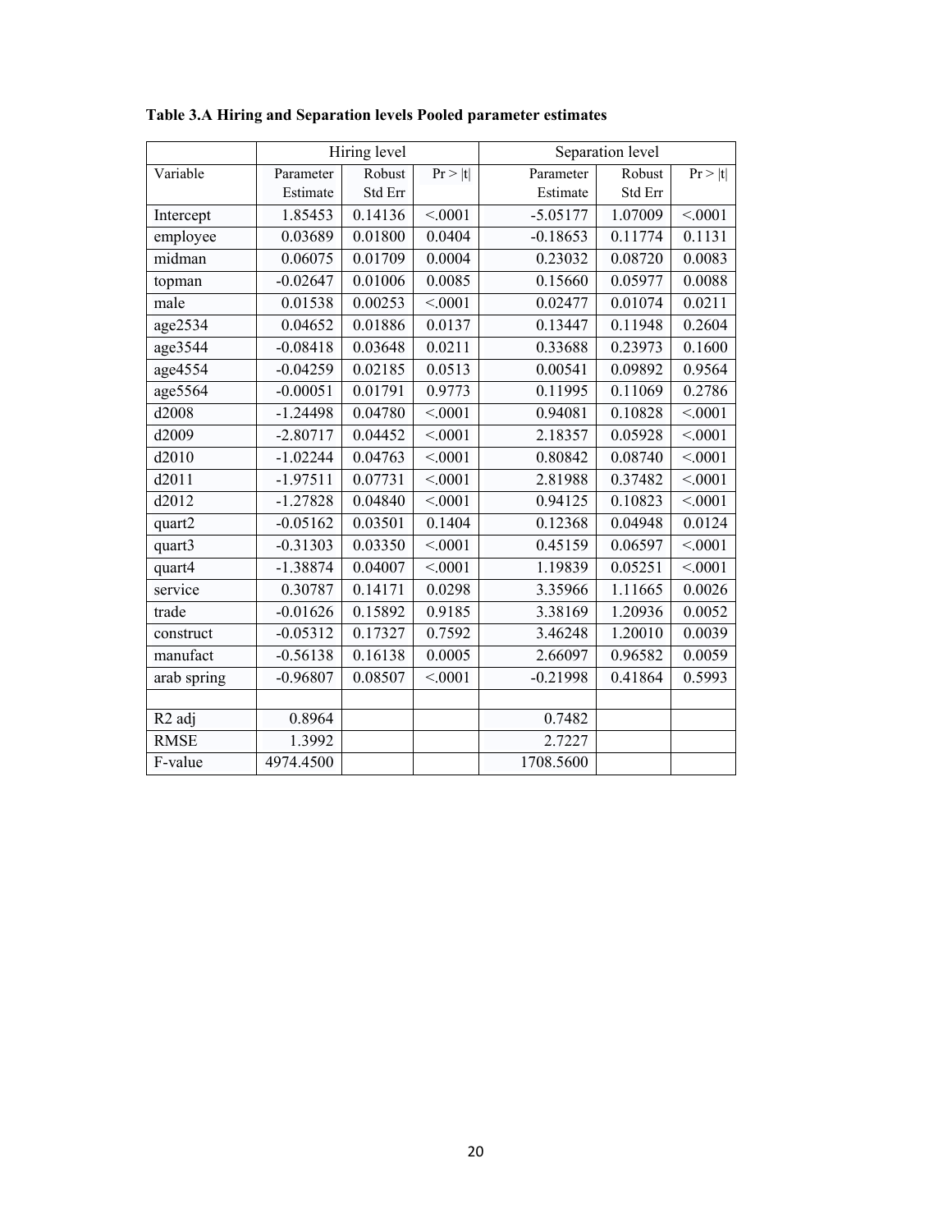**Table 3.A Hiring and Separation levels Pooled parameter estimates**

| | Hiring level | | | Separation level | | |
|---|---|---|---|---|---|---|
| Variable | Parameter Estimate | Robust Std Err | Pr > \|t\| | Parameter Estimate | Robust Std Err | Pr > \|t\| |
| Intercept | 1.85453 | 0.14136 | <.0001 | -5.05177 | 1.07009 | <.0001 |
| employee | 0.03689 | 0.01800 | 0.0404 | -0.18653 | 0.11774 | 0.1131 |
| midman | 0.06075 | 0.01709 | 0.0004 | 0.23032 | 0.08720 | 0.0083 |
| topman | -0.02647 | 0.01006 | 0.0085 | 0.15660 | 0.05977 | 0.0088 |
| male | 0.01538 | 0.00253 | <.0001 | 0.02477 | 0.01074 | 0.0211 |
| age2534 | 0.04652 | 0.01886 | 0.0137 | 0.13447 | 0.11948 | 0.2604 |
| age3544 | -0.08418 | 0.03648 | 0.0211 | 0.33688 | 0.23973 | 0.1600 |
| age4554 | -0.04259 | 0.02185 | 0.0513 | 0.00541 | 0.09892 | 0.9564 |
| age5564 | -0.00051 | 0.01791 | 0.9773 | 0.11995 | 0.11069 | 0.2786 |
| d2008 | -1.24498 | 0.04780 | <.0001 | 0.94081 | 0.10828 | <.0001 |
| d2009 | -2.80717 | 0.04452 | <.0001 | 2.18357 | 0.05928 | <.0001 |
| d2010 | -1.02244 | 0.04763 | <.0001 | 0.80842 | 0.08740 | <.0001 |
| d2011 | -1.97511 | 0.07731 | <.0001 | 2.81988 | 0.37482 | <.0001 |
| d2012 | -1.27828 | 0.04840 | <.0001 | 0.94125 | 0.10823 | <.0001 |
| quart2 | -0.05162 | 0.03501 | 0.1404 | 0.12368 | 0.04948 | 0.0124 |
| quart3 | -0.31303 | 0.03350 | <.0001 | 0.45159 | 0.06597 | <.0001 |
| quart4 | -1.38874 | 0.04007 | <.0001 | 1.19839 | 0.05251 | <.0001 |
| service | 0.30787 | 0.14171 | 0.0298 | 3.35966 | 1.11665 | 0.0026 |
| trade | -0.01626 | 0.15892 | 0.9185 | 3.38169 | 1.20936 | 0.0052 |
| construct | -0.05312 | 0.17327 | 0.7592 | 3.46248 | 1.20010 | 0.0039 |
| manufact | -0.56138 | 0.16138 | 0.0005 | 2.66097 | 0.96582 | 0.0059 |
| arab spring | -0.96807 | 0.08507 | <.0001 | -0.21998 | 0.41864 | 0.5993 |
| | | | | | | |
| R2 adj | 0.8964 | | | 0.7482 | | |
| RMSE | 1.3992 | | | 2.7227 | | |
| F-value | 4974.4500 | | | 1708.5600 | | |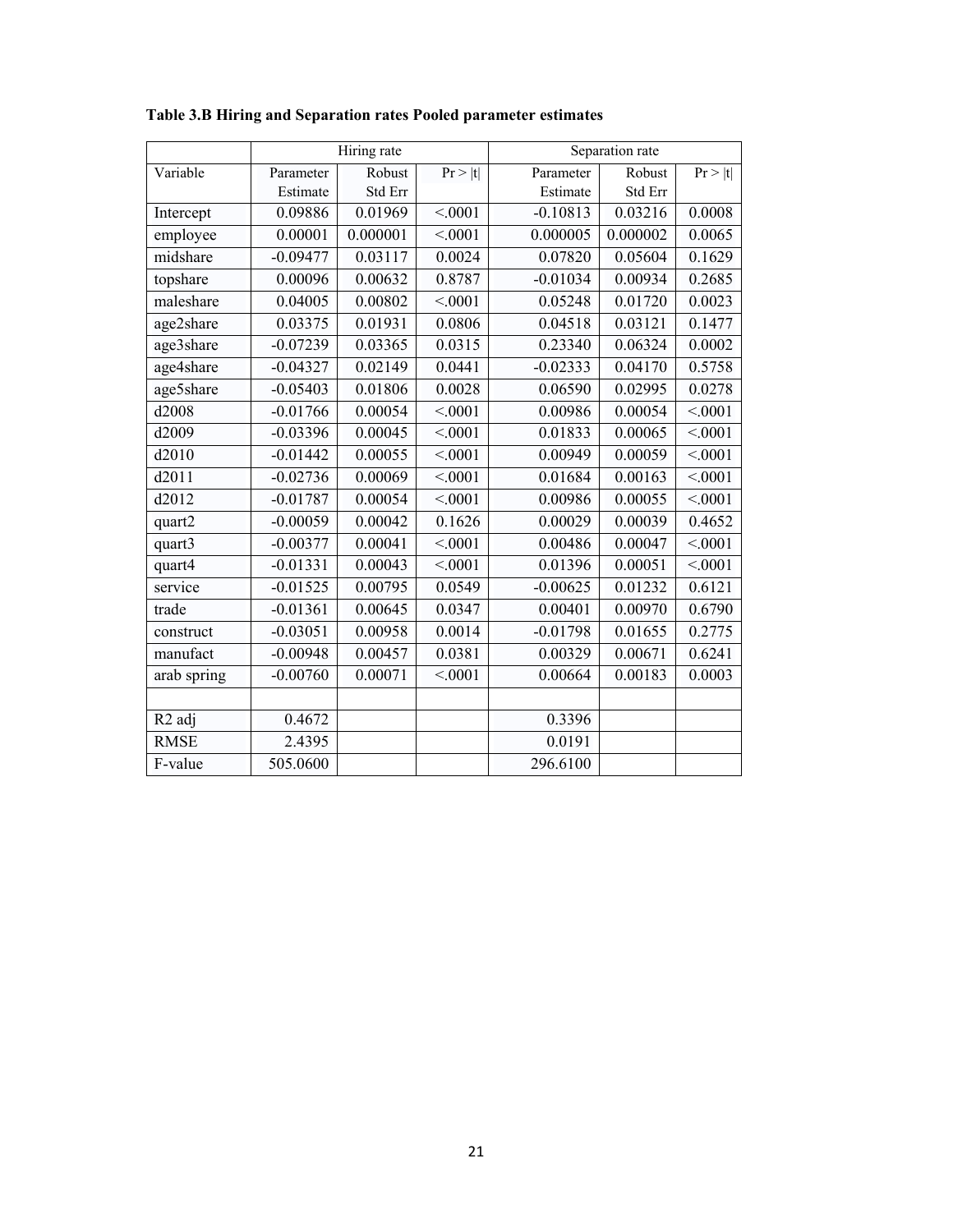**Table 3.B Hiring and Separation rates Pooled parameter estimates**

| | Hiring rate | | | Separation rate | | |
|---|---|---|---|---|---|---|
| Variable | Parameter Estimate | Robust Std Err | Pr > \|t\| | Parameter Estimate | Robust Std Err | Pr > \|t\| |
| Intercept | 0.09886 | 0.01969 | <.0001 | -0.10813 | 0.03216 | 0.0008 |
| employee | 0.00001 | 0.000001 | <.0001 | 0.000005 | 0.000002 | 0.0065 |
| midshare | -0.09477 | 0.03117 | 0.0024 | 0.07820 | 0.05604 | 0.1629 |
| topshare | 0.00096 | 0.00632 | 0.8787 | -0.01034 | 0.00934 | 0.2685 |
| maleshare | 0.04005 | 0.00802 | <.0001 | 0.05248 | 0.01720 | 0.0023 |
| age2share | 0.03375 | 0.01931 | 0.0806 | 0.04518 | 0.03121 | 0.1477 |
| age3share | -0.07239 | 0.03365 | 0.0315 | 0.23340 | 0.06324 | 0.0002 |
| age4share | -0.04327 | 0.02149 | 0.0441 | -0.02333 | 0.04170 | 0.5758 |
| age5share | -0.05403 | 0.01806 | 0.0028 | 0.06590 | 0.02995 | 0.0278 |
| d2008 | -0.01766 | 0.00054 | <.0001 | 0.00986 | 0.00054 | <.0001 |
| d2009 | -0.03396 | 0.00045 | <.0001 | 0.01833 | 0.00065 | <.0001 |
| d2010 | -0.01442 | 0.00055 | <.0001 | 0.00949 | 0.00059 | <.0001 |
| d2011 | -0.02736 | 0.00069 | <.0001 | 0.01684 | 0.00163 | <.0001 |
| d2012 | -0.01787 | 0.00054 | <.0001 | 0.00986 | 0.00055 | <.0001 |
| quart2 | -0.00059 | 0.00042 | 0.1626 | 0.00029 | 0.00039 | 0.4652 |
| quart3 | -0.00377 | 0.00041 | <.0001 | 0.00486 | 0.00047 | <.0001 |
| quart4 | -0.01331 | 0.00043 | <.0001 | 0.01396 | 0.00051 | <.0001 |
| service | -0.01525 | 0.00795 | 0.0549 | -0.00625 | 0.01232 | 0.6121 |
| trade | -0.01361 | 0.00645 | 0.0347 | 0.00401 | 0.00970 | 0.6790 |
| construct | -0.03051 | 0.00958 | 0.0014 | -0.01798 | 0.01655 | 0.2775 |
| manufact | -0.00948 | 0.00457 | 0.0381 | 0.00329 | 0.00671 | 0.6241 |
| arab spring | -0.00760 | 0.00071 | <.0001 | 0.00664 | 0.00183 | 0.0003 |
| | | | | | | |
| R2 adj | 0.4672 | | | 0.3396 | | |
| RMSE | 2.4395 | | | 0.0191 | | |
| F-value | 505.0600 | | | 296.6100 | | |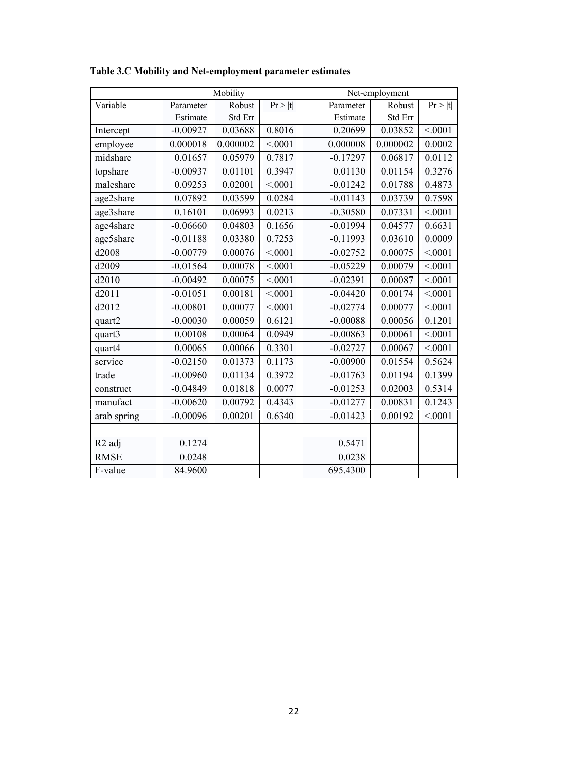**Table 3.C Mobility and Net-employment parameter estimates**

| | Mobility | | | Net-employment | | |
|---|---|---|---|---|---|---|
| Variable | Parameter Estimate | Robust Std Err | Pr > \|t\| | Parameter Estimate | Robust Std Err | Pr > \|t\| |
| Intercept | -0.00927 | 0.03688 | 0.8016 | 0.20699 | 0.03852 | <.0001 |
| employee | 0.000018 | 0.000002 | <.0001 | 0.000008 | 0.000002 | 0.0002 |
| midshare | 0.01657 | 0.05979 | 0.7817 | -0.17297 | 0.06817 | 0.0112 |
| topshare | -0.00937 | 0.01101 | 0.3947 | 0.01130 | 0.01154 | 0.3276 |
| maleshare | 0.09253 | 0.02001 | <.0001 | -0.01242 | 0.01788 | 0.4873 |
| age2share | 0.07892 | 0.03599 | 0.0284 | -0.01143 | 0.03739 | 0.7598 |
| age3share | 0.16101 | 0.06993 | 0.0213 | -0.30580 | 0.07331 | <.0001 |
| age4share | -0.06660 | 0.04803 | 0.1656 | -0.01994 | 0.04577 | 0.6631 |
| age5share | -0.01188 | 0.03380 | 0.7253 | -0.11993 | 0.03610 | 0.0009 |
| d2008 | -0.00779 | 0.00076 | <.0001 | -0.02752 | 0.00075 | <.0001 |
| d2009 | -0.01564 | 0.00078 | <.0001 | -0.05229 | 0.00079 | <.0001 |
| d2010 | -0.00492 | 0.00075 | <.0001 | -0.02391 | 0.00087 | <.0001 |
| d2011 | -0.01051 | 0.00181 | <.0001 | -0.04420 | 0.00174 | <.0001 |
| d2012 | -0.00801 | 0.00077 | <.0001 | -0.02774 | 0.00077 | <.0001 |
| quart2 | -0.00030 | 0.00059 | 0.6121 | -0.00088 | 0.00056 | 0.1201 |
| quart3 | 0.00108 | 0.00064 | 0.0949 | -0.00863 | 0.00061 | <.0001 |
| quart4 | 0.00065 | 0.00066 | 0.3301 | -0.02727 | 0.00067 | <.0001 |
| service | -0.02150 | 0.01373 | 0.1173 | -0.00900 | 0.01554 | 0.5624 |
| trade | -0.00960 | 0.01134 | 0.3972 | -0.01763 | 0.01194 | 0.1399 |
| construct | -0.04849 | 0.01818 | 0.0077 | -0.01253 | 0.02003 | 0.5314 |
| manufact | -0.00620 | 0.00792 | 0.4343 | -0.01277 | 0.00831 | 0.1243 |
| arab spring | -0.00096 | 0.00201 | 0.6340 | -0.01423 | 0.00192 | <.0001 |
| | | | | | | |
| R2 adj | 0.1274 | | | 0.5471 | | |
| RMSE | 0.0248 | | | 0.0238 | | |
| F-value | 84.9600 | | | 695.4300 | | |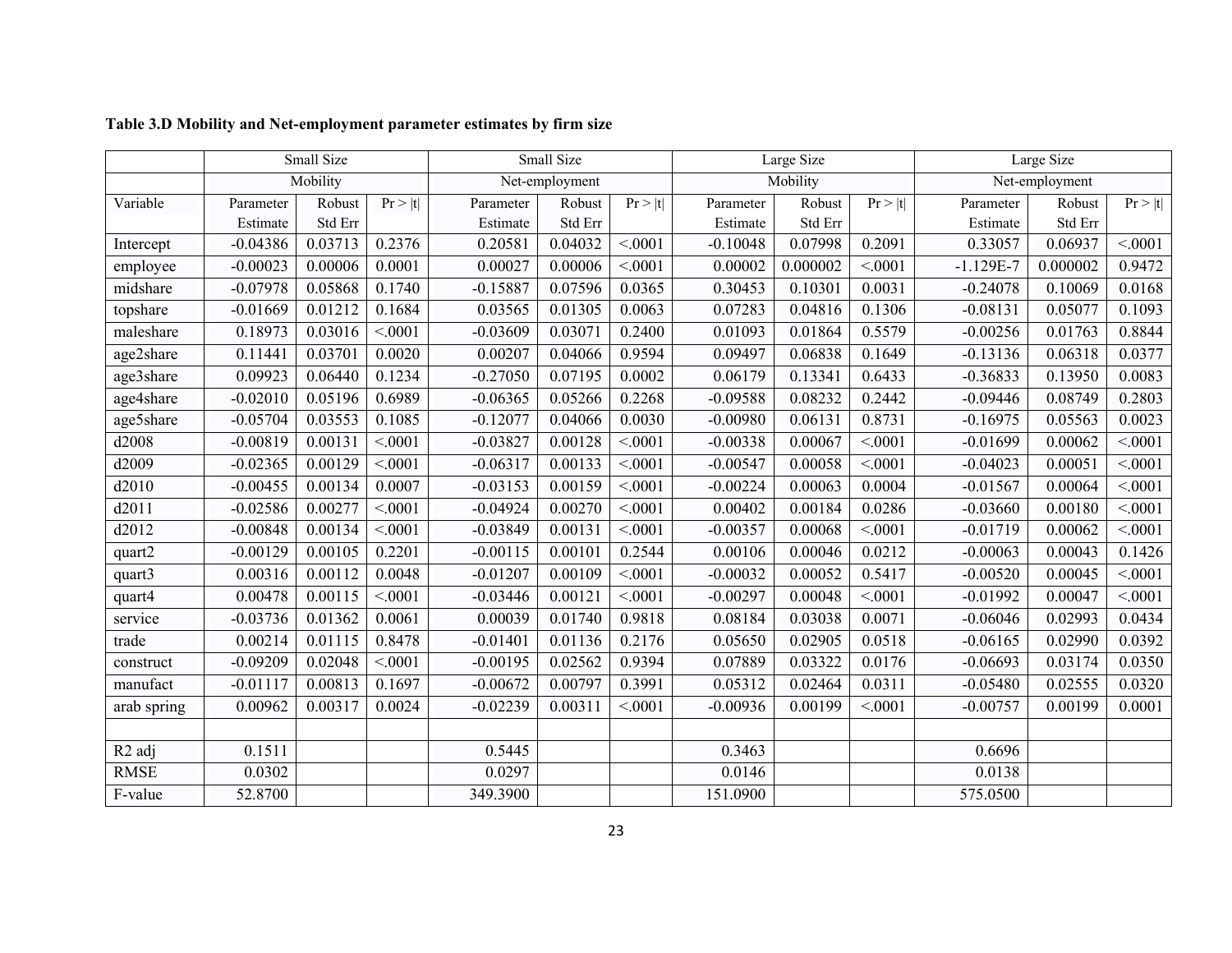**Table 3.D Mobility and Net-employment parameter estimates by firm size**

| | Small Size | | | Small Size | | | Large Size | | | Large Size | | |
|---|---|---|---|---|---|---|---|---|---|---|---|---|
| | Mobility | | | Net-employment | | | Mobility | | | Net-employment | | |
| Variable | Parameter Estimate | Robust Std Err | Pr > \|t\| | Parameter Estimate | Robust Std Err | Pr > \|t\| | Parameter Estimate | Robust Std Err | Pr > \|t\| | Parameter Estimate | Robust Std Err | Pr > \|t\| |
| Intercept | -0.04386 | 0.03713 | 0.2376 | 0.20581 | 0.04032 | <.0001 | -0.10048 | 0.07998 | 0.2091 | 0.33057 | 0.06937 | <.0001 |
| employee | -0.00023 | 0.00006 | 0.0001 | 0.00027 | 0.00006 | <.0001 | 0.00002 | 0.000002 | <.0001 | -1.129E-7 | 0.000002 | 0.9472 |
| midshare | -0.07978 | 0.05868 | 0.1740 | -0.15887 | 0.07596 | 0.0365 | 0.30453 | 0.10301 | 0.0031 | -0.24078 | 0.10069 | 0.0168 |
| topshare | -0.01669 | 0.01212 | 0.1684 | 0.03565 | 0.01305 | 0.0063 | 0.07283 | 0.04816 | 0.1306 | -0.08131 | 0.05077 | 0.1093 |
| maleshare | 0.18973 | 0.03016 | <.0001 | -0.03609 | 0.03071 | 0.2400 | 0.01093 | 0.01864 | 0.5579 | -0.00256 | 0.01763 | 0.8844 |
| age2share | 0.11441 | 0.03701 | 0.0020 | 0.00207 | 0.04066 | 0.9594 | 0.09497 | 0.06838 | 0.1649 | -0.13136 | 0.06318 | 0.0377 |
| age3share | 0.09923 | 0.06440 | 0.1234 | -0.27050 | 0.07195 | 0.0002 | 0.06179 | 0.13341 | 0.6433 | -0.36833 | 0.13950 | 0.0083 |
| age4share | -0.02010 | 0.05196 | 0.6989 | -0.06365 | 0.05266 | 0.2268 | -0.09588 | 0.08232 | 0.2442 | -0.09446 | 0.08749 | 0.2803 |
| age5share | -0.05704 | 0.03553 | 0.1085 | -0.12077 | 0.04066 | 0.0030 | -0.00980 | 0.06131 | 0.8731 | -0.16975 | 0.05563 | 0.0023 |
| d2008 | -0.00819 | 0.00131 | <.0001 | -0.03827 | 0.00128 | <.0001 | -0.00338 | 0.00067 | <.0001 | -0.01699 | 0.00062 | <.0001 |
| d2009 | -0.02365 | 0.00129 | <.0001 | -0.06317 | 0.00133 | <.0001 | -0.00547 | 0.00058 | <.0001 | -0.04023 | 0.00051 | <.0001 |
| d2010 | -0.00455 | 0.00134 | 0.0007 | -0.03153 | 0.00159 | <.0001 | -0.00224 | 0.00063 | 0.0004 | -0.01567 | 0.00064 | <.0001 |
| d2011 | -0.02586 | 0.00277 | <.0001 | -0.04924 | 0.00270 | <.0001 | 0.00402 | 0.00184 | 0.0286 | -0.03660 | 0.00180 | <.0001 |
| d2012 | -0.00848 | 0.00134 | <.0001 | -0.03849 | 0.00131 | <.0001 | -0.00357 | 0.00068 | <.0001 | -0.01719 | 0.00062 | <.0001 |
| quart2 | -0.00129 | 0.00105 | 0.2201 | -0.00115 | 0.00101 | 0.2544 | 0.00106 | 0.00046 | 0.0212 | -0.00063 | 0.00043 | 0.1426 |
| quart3 | 0.00316 | 0.00112 | 0.0048 | -0.01207 | 0.00109 | <.0001 | -0.00032 | 0.00052 | 0.5417 | -0.00520 | 0.00045 | <.0001 |
| quart4 | 0.00478 | 0.00115 | <.0001 | -0.03446 | 0.00121 | <.0001 | -0.00297 | 0.00048 | <.0001 | -0.01992 | 0.00047 | <.0001 |
| service | -0.03736 | 0.01362 | 0.0061 | 0.00039 | 0.01740 | 0.9818 | 0.08184 | 0.03038 | 0.0071 | -0.06046 | 0.02993 | 0.0434 |
| trade | 0.00214 | 0.01115 | 0.8478 | -0.01401 | 0.01136 | 0.2176 | 0.05650 | 0.02905 | 0.0518 | -0.06165 | 0.02990 | 0.0392 |
| construct | -0.09209 | 0.02048 | <.0001 | -0.00195 | 0.02562 | 0.9394 | 0.07889 | 0.03322 | 0.0176 | -0.06693 | 0.03174 | 0.0350 |
| manufact | -0.01117 | 0.00813 | 0.1697 | -0.00672 | 0.00797 | 0.3991 | 0.05312 | 0.02464 | 0.0311 | -0.05480 | 0.02555 | 0.0320 |
| arab spring | 0.00962 | 0.00317 | 0.0024 | -0.02239 | 0.00311 | <.0001 | -0.00936 | 0.00199 | <.0001 | -0.00757 | 0.00199 | 0.0001 |
| | | | | | | | | | | | | |
| R2 adj | 0.1511 | | | 0.5445 | | | 0.3463 | | | 0.6696 | | |
| RMSE | 0.0302 | | | 0.0297 | | | 0.0146 | | | 0.0138 | | |
| F-value | 52.8700 | | | 349.3900 | | | 151.0900 | | | 575.0500 | | |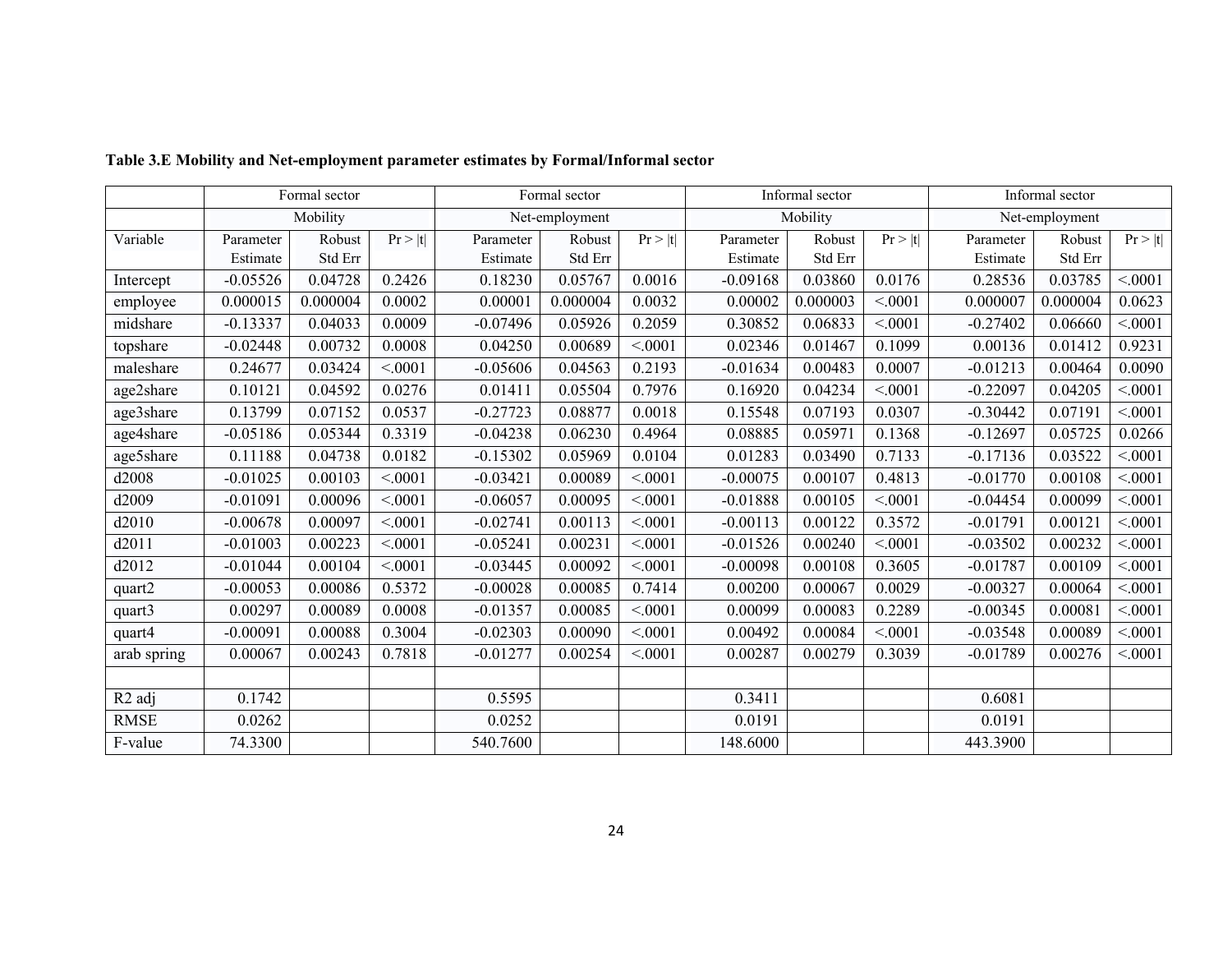**Table 3.E Mobility and Net-employment parameter estimates by Formal/Informal sector**

| | Formal sector | | | Formal sector | | | Informal sector | | | Informal sector | | |
|---|---|---|---|---|---|---|---|---|---|---|---|---|
| | Mobility | | | Net-employment | | | Mobility | | | Net-employment | | |
| Variable | Parameter Estimate | Robust Std Err | Pr > \|t\| | Parameter Estimate | Robust Std Err | Pr > \|t\| | Parameter Estimate | Robust Std Err | Pr > \|t\| | Parameter Estimate | Robust Std Err | Pr > \|t\| |
| Intercept | -0.05526 | 0.04728 | 0.2426 | 0.18230 | 0.05767 | 0.0016 | -0.09168 | 0.03860 | 0.0176 | 0.28536 | 0.03785 | <.0001 |
| employee | 0.000015 | 0.000004 | 0.0002 | 0.00001 | 0.000004 | 0.0032 | 0.00002 | 0.000003 | <.0001 | 0.000007 | 0.000004 | 0.0623 |
| midshare | -0.13337 | 0.04033 | 0.0009 | -0.07496 | 0.05926 | 0.2059 | 0.30852 | 0.06833 | <.0001 | -0.27402 | 0.06660 | <.0001 |
| topshare | -0.02448 | 0.00732 | 0.0008 | 0.04250 | 0.00689 | <.0001 | 0.02346 | 0.01467 | 0.1099 | 0.00136 | 0.01412 | 0.9231 |
| maleshare | 0.24677 | 0.03424 | <.0001 | -0.05606 | 0.04563 | 0.2193 | -0.01634 | 0.00483 | 0.0007 | -0.01213 | 0.00464 | 0.0090 |
| age2share | 0.10121 | 0.04592 | 0.0276 | 0.01411 | 0.05504 | 0.7976 | 0.16920 | 0.04234 | <.0001 | -0.22097 | 0.04205 | <.0001 |
| age3share | 0.13799 | 0.07152 | 0.0537 | -0.27723 | 0.08877 | 0.0018 | 0.15548 | 0.07193 | 0.0307 | -0.30442 | 0.07191 | <.0001 |
| age4share | -0.05186 | 0.05344 | 0.3319 | -0.04238 | 0.06230 | 0.4964 | 0.08885 | 0.05971 | 0.1368 | -0.12697 | 0.05725 | 0.0266 |
| age5share | 0.11188 | 0.04738 | 0.0182 | -0.15302 | 0.05969 | 0.0104 | 0.01283 | 0.03490 | 0.7133 | -0.17136 | 0.03522 | <.0001 |
| d2008 | -0.01025 | 0.00103 | <.0001 | -0.03421 | 0.00089 | <.0001 | -0.00075 | 0.00107 | 0.4813 | -0.01770 | 0.00108 | <.0001 |
| d2009 | -0.01091 | 0.00096 | <.0001 | -0.06057 | 0.00095 | <.0001 | -0.01888 | 0.00105 | <.0001 | -0.04454 | 0.00099 | <.0001 |
| d2010 | -0.00678 | 0.00097 | <.0001 | -0.02741 | 0.00113 | <.0001 | -0.00113 | 0.00122 | 0.3572 | -0.01791 | 0.00121 | <.0001 |
| d2011 | -0.01003 | 0.00223 | <.0001 | -0.05241 | 0.00231 | <.0001 | -0.01526 | 0.00240 | <.0001 | -0.03502 | 0.00232 | <.0001 |
| d2012 | -0.01044 | 0.00104 | <.0001 | -0.03445 | 0.00092 | <.0001 | -0.00098 | 0.00108 | 0.3605 | -0.01787 | 0.00109 | <.0001 |
| quart2 | -0.00053 | 0.00086 | 0.5372 | -0.00028 | 0.00085 | 0.7414 | 0.00200 | 0.00067 | 0.0029 | -0.00327 | 0.00064 | <.0001 |
| quart3 | 0.00297 | 0.00089 | 0.0008 | -0.01357 | 0.00085 | <.0001 | 0.00099 | 0.00083 | 0.2289 | -0.00345 | 0.00081 | <.0001 |
| quart4 | -0.00091 | 0.00088 | 0.3004 | -0.02303 | 0.00090 | <.0001 | 0.00492 | 0.00084 | <.0001 | -0.03548 | 0.00089 | <.0001 |
| arab spring | 0.00067 | 0.00243 | 0.7818 | -0.01277 | 0.00254 | <.0001 | 0.00287 | 0.00279 | 0.3039 | -0.01789 | 0.00276 | <.0001 |
| | | | | | | | | | | | | |
| R2 adj | 0.1742 | | | 0.5595 | | | 0.3411 | | | 0.6081 | | |
| RMSE | 0.0262 | | | 0.0252 | | | 0.0191 | | | 0.0191 | | |
| F-value | 74.3300 | | | 540.7600 | | | 148.6000 | | | 443.3900 | | |